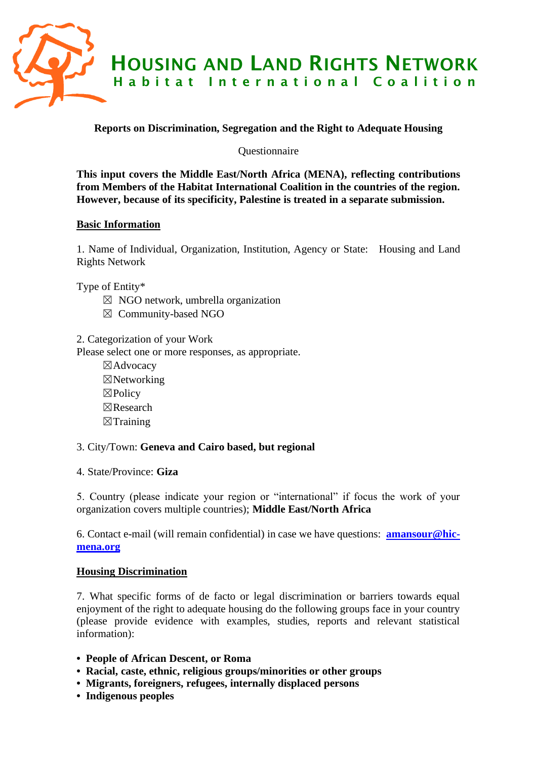# HOUSING AND LAND RIGHTS NETWORK

**Habitat International Coalition**

**Reports on Discrimination, Segregation and the Right to Adequate Housing**

Questionnaire

**This input covers the Middle East/North Africa (MENA), reflecting contributions from Members of the Habitat International Coalition in the countries of the region. However, because of its specificity, Palestine is treated in a separate submission.**

## Basic Information

1. Name of Individual, Organization, Institution, Agency or State: Housing and Land Rights Network

Type of Entity*

- ☒ NGO network, umbrella organization
- ☒ Community-based NGO

2. Categorization of your Work

Please select one or more responses, as appropriate.

- ☒Advocacy
- ☒Networking
- ☒Policy
- ☒Research
- ☒Training

3. City/Town: **Geneva and Cairo based, but regional**

4. State/Province: **Giza**

5. Country (please indicate your region or "international" if focus the work of your organization covers multiple countries); **Middle East/North Africa**

6. Contact e-mail (will remain confidential) in case we have questions: **amansour@hic-mena.org**

## Housing Discrimination

7. What specific forms of de facto or legal discrimination or barriers towards equal enjoyment of the right to adequate housing do the following groups face in your country (please provide evidence with examples, studies, reports and relevant statistical information):

- **People of African Descent, or Roma**
- **Racial, caste, ethnic, religious groups/minorities or other groups**
- **Migrants, foreigners, refugees, internally displaced persons**
- **Indigenous peoples**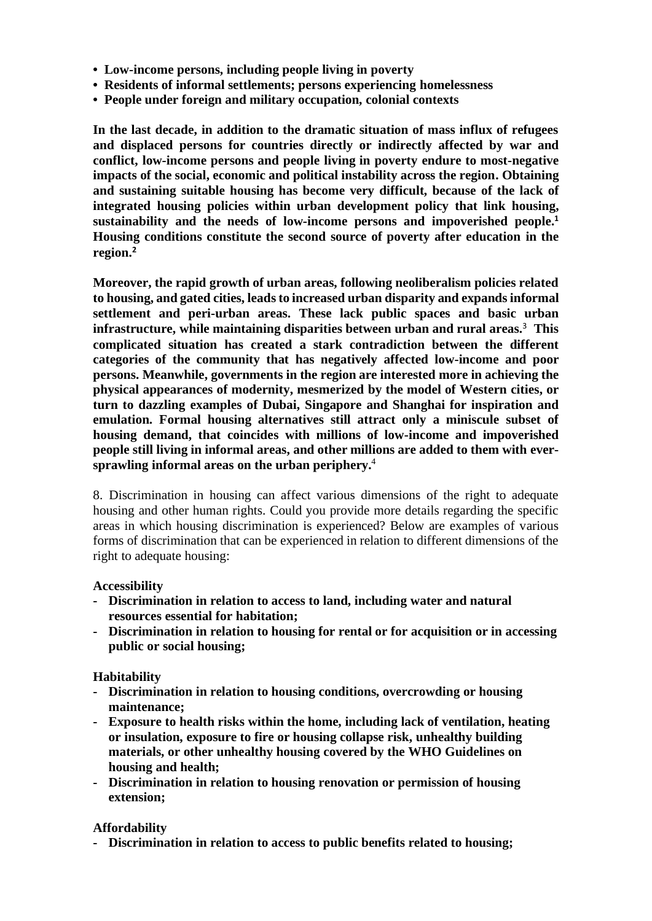- **Low-income persons, including people living in poverty**
- **Residents of informal settlements; persons experiencing homelessness**
- **People under foreign and military occupation, colonial contexts**

**In the last decade, in addition to the dramatic situation of mass influx of refugees and displaced persons for countries directly or indirectly affected by war and conflict, low-income persons and people living in poverty endure to most-negative impacts of the social, economic and political instability across the region. Obtaining and sustaining suitable housing has become very difficult, because of the lack of integrated housing policies within urban development policy that link housing, sustainability and the needs of low-income persons and impoverished people.[1] Housing conditions constitute the second source of poverty after education in the region.[2]**

**Moreover, the rapid growth of urban areas, following neoliberalism policies related to housing, and gated cities, leads to increased urban disparity and expands informal settlement and peri-urban areas. These lack public spaces and basic urban infrastructure, while maintaining disparities between urban and rural areas.[3] This complicated situation has created a stark contradiction between the different categories of the community that has negatively affected low-income and poor persons. Meanwhile, governments in the region are interested more in achieving the physical appearances of modernity, mesmerized by the model of Western cities, or turn to dazzling examples of Dubai, Singapore and Shanghai for inspiration and emulation. Formal housing alternatives still attract only a miniscule subset of housing demand, that coincides with millions of low-income and impoverished people still living in informal areas, and other millions are added to them with ever-sprawling informal areas on the urban periphery.[4]**

8. Discrimination in housing can affect various dimensions of the right to adequate housing and other human rights. Could you provide more details regarding the specific areas in which housing discrimination is experienced? Below are examples of various forms of discrimination that can be experienced in relation to different dimensions of the right to adequate housing:

**Accessibility**

- **Discrimination in relation to access to land, including water and natural resources essential for habitation;**
- **Discrimination in relation to housing for rental or for acquisition or in accessing public or social housing;**

**Habitability**

- **Discrimination in relation to housing conditions, overcrowding or housing maintenance;**
- **Exposure to health risks within the home, including lack of ventilation, heating or insulation, exposure to fire or housing collapse risk, unhealthy building materials, or other unhealthy housing covered by the WHO Guidelines on housing and health;**
- **Discrimination in relation to housing renovation or permission of housing extension;**

**Affordability**

- **Discrimination in relation to access to public benefits related to housing;**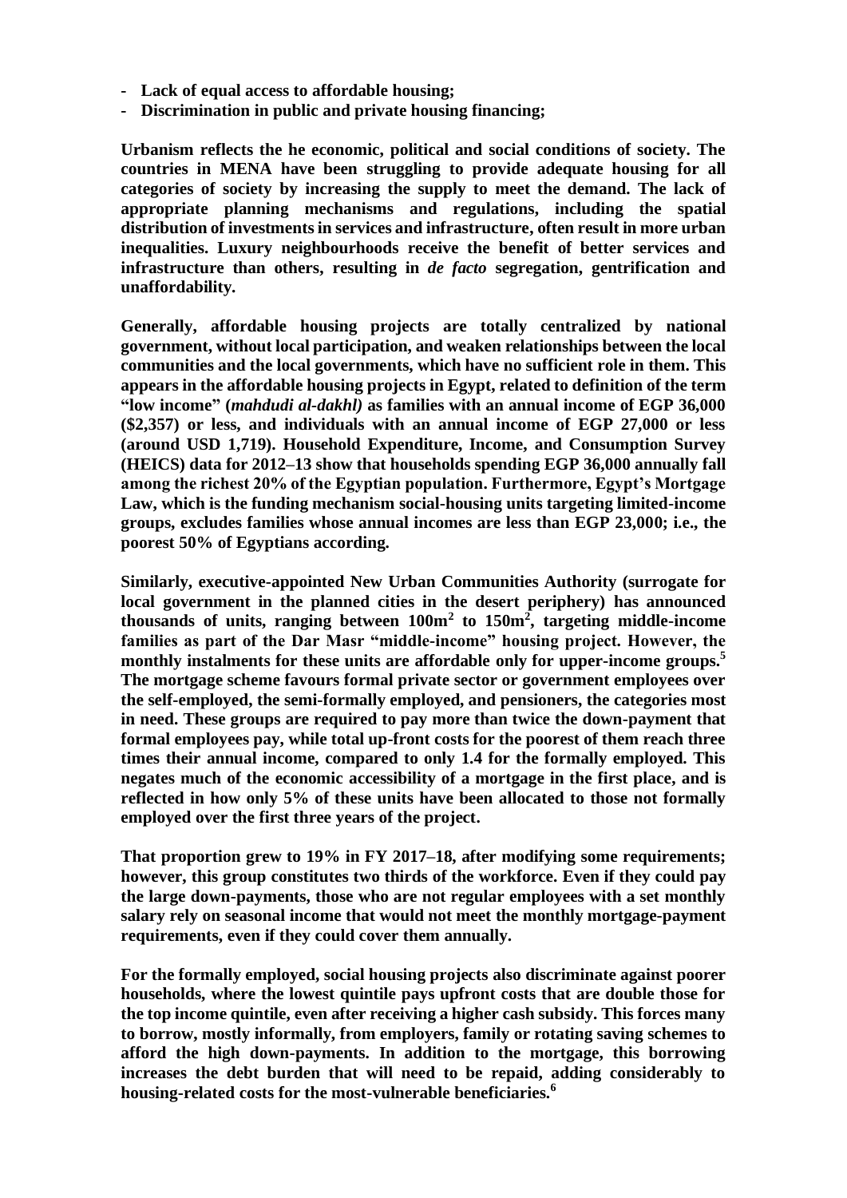- **Lack of equal access to affordable housing;**
- **Discrimination in public and private housing financing;**

**Urbanism reflects the he economic, political and social conditions of society. The countries in MENA have been struggling to provide adequate housing for all categories of society by increasing the supply to meet the demand. The lack of appropriate planning mechanisms and regulations, including the spatial distribution of investments in services and infrastructure, often result in more urban inequalities. Luxury neighbourhoods receive the benefit of better services and infrastructure than others, resulting in *de facto* segregation, gentrification and unaffordability.**

**Generally, affordable housing projects are totally centralized by national government, without local participation, and weaken relationships between the local communities and the local governments, which have no sufficient role in them. This appears in the affordable housing projects in Egypt, related to definition of the term "low income" (*mahdudi al-dakhl)* as families with an annual income of EGP 36,000 ($2,357) or less, and individuals with an annual income of EGP 27,000 or less (around USD 1,719). Household Expenditure, Income, and Consumption Survey (HEICS) data for 2012–13 show that households spending EGP 36,000 annually fall among the richest 20% of the Egyptian population. Furthermore, Egypt's Mortgage Law, which is the funding mechanism social-housing units targeting limited-income groups, excludes families whose annual incomes are less than EGP 23,000; i.e., the poorest 50% of Egyptians according.**

**Similarly, executive-appointed New Urban Communities Authority (surrogate for local government in the planned cities in the desert periphery) has announced thousands of units, ranging between 100m$^2$ to 150m$^2$, targeting middle-income families as part of the Dar Masr "middle-income" housing project. However, the monthly instalments for these units are affordable only for upper-income groups.[5] The mortgage scheme favours formal private sector or government employees over the self-employed, the semi-formally employed, and pensioners, the categories most in need. These groups are required to pay more than twice the down-payment that formal employees pay, while total up-front costs for the poorest of them reach three times their annual income, compared to only 1.4 for the formally employed. This negates much of the economic accessibility of a mortgage in the first place, and is reflected in how only 5% of these units have been allocated to those not formally employed over the first three years of the project.**

**That proportion grew to 19% in FY 2017–18, after modifying some requirements; however, this group constitutes two thirds of the workforce. Even if they could pay the large down-payments, those who are not regular employees with a set monthly salary rely on seasonal income that would not meet the monthly mortgage-payment requirements, even if they could cover them annually.**

**For the formally employed, social housing projects also discriminate against poorer households, where the lowest quintile pays upfront costs that are double those for the top income quintile, even after receiving a higher cash subsidy. This forces many to borrow, mostly informally, from employers, family or rotating saving schemes to afford the high down-payments. In addition to the mortgage, this borrowing increases the debt burden that will need to be repaid, adding considerably to housing-related costs for the most-vulnerable beneficiaries.[6]**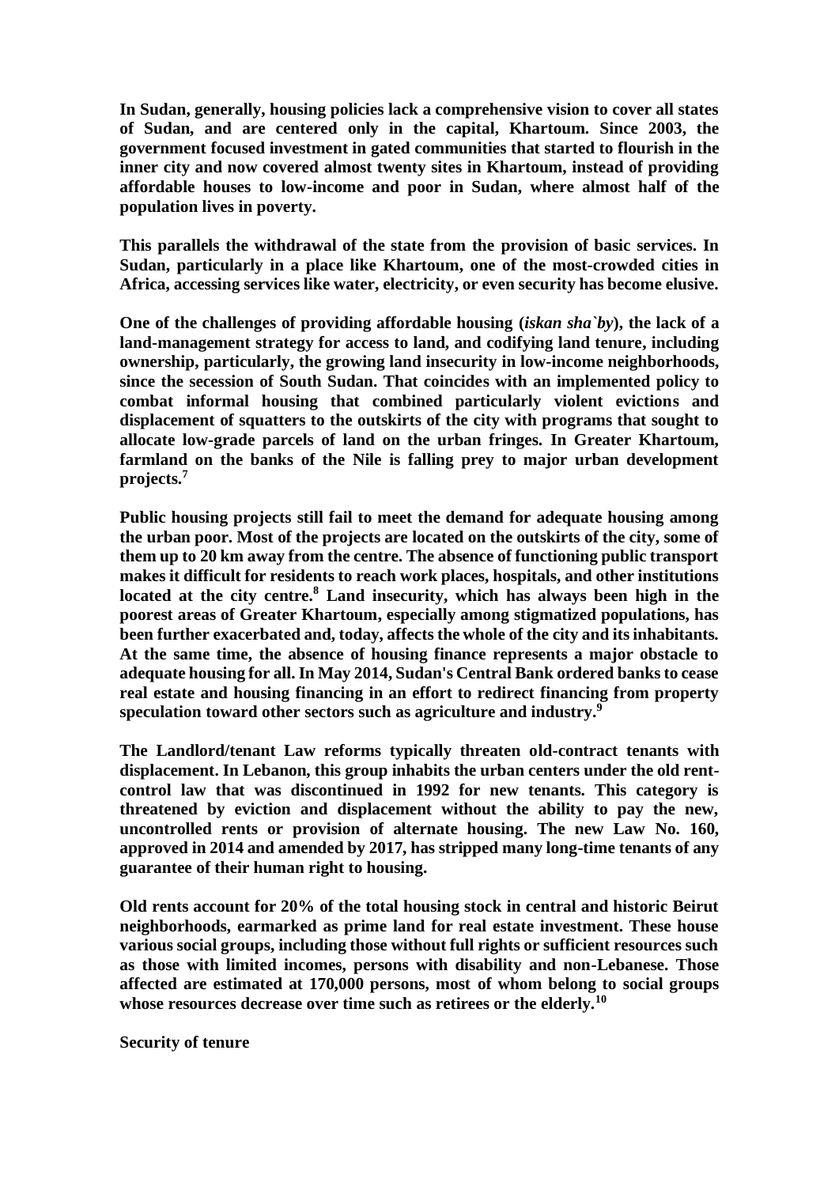**In Sudan, generally, housing policies lack a comprehensive vision to cover all states of Sudan, and are centered only in the capital, Khartoum. Since 2003, the government focused investment in gated communities that started to flourish in the inner city and now covered almost twenty sites in Khartoum, instead of providing affordable houses to low-income and poor in Sudan, where almost half of the population lives in poverty.**

**This parallels the withdrawal of the state from the provision of basic services. In Sudan, particularly in a place like Khartoum, one of the most-crowded cities in Africa, accessing services like water, electricity, or even security has become elusive.**

**One of the challenges of providing affordable housing (*iskan sha`by*), the lack of a land-management strategy for access to land, and codifying land tenure, including ownership, particularly, the growing land insecurity in low-income neighborhoods, since the secession of South Sudan. That coincides with an implemented policy to combat informal housing that combined particularly violent evictions and displacement of squatters to the outskirts of the city with programs that sought to allocate low-grade parcels of land on the urban fringes. In Greater Khartoum, farmland on the banks of the Nile is falling prey to major urban development projects.[7]**

**Public housing projects still fail to meet the demand for adequate housing among the urban poor. Most of the projects are located on the outskirts of the city, some of them up to 20 km away from the centre. The absence of functioning public transport makes it difficult for residents to reach work places, hospitals, and other institutions located at the city centre.[8] Land insecurity, which has always been high in the poorest areas of Greater Khartoum, especially among stigmatized populations, has been further exacerbated and, today, affects the whole of the city and its inhabitants. At the same time, the absence of housing finance represents a major obstacle to adequate housing for all. In May 2014, Sudan's Central Bank ordered banks to cease real estate and housing financing in an effort to redirect financing from property speculation toward other sectors such as agriculture and industry.[9]**

**The Landlord/tenant Law reforms typically threaten old-contract tenants with displacement. In Lebanon, this group inhabits the urban centers under the old rent-control law that was discontinued in 1992 for new tenants. This category is threatened by eviction and displacement without the ability to pay the new, uncontrolled rents or provision of alternate housing. The new Law No. 160, approved in 2014 and amended by 2017, has stripped many long-time tenants of any guarantee of their human right to housing.**

**Old rents account for 20% of the total housing stock in central and historic Beirut neighborhoods, earmarked as prime land for real estate investment. These house various social groups, including those without full rights or sufficient resources such as those with limited incomes, persons with disability and non-Lebanese. Those affected are estimated at 170,000 persons, most of whom belong to social groups whose resources decrease over time such as retirees or the elderly.[10]**

**Security of tenure**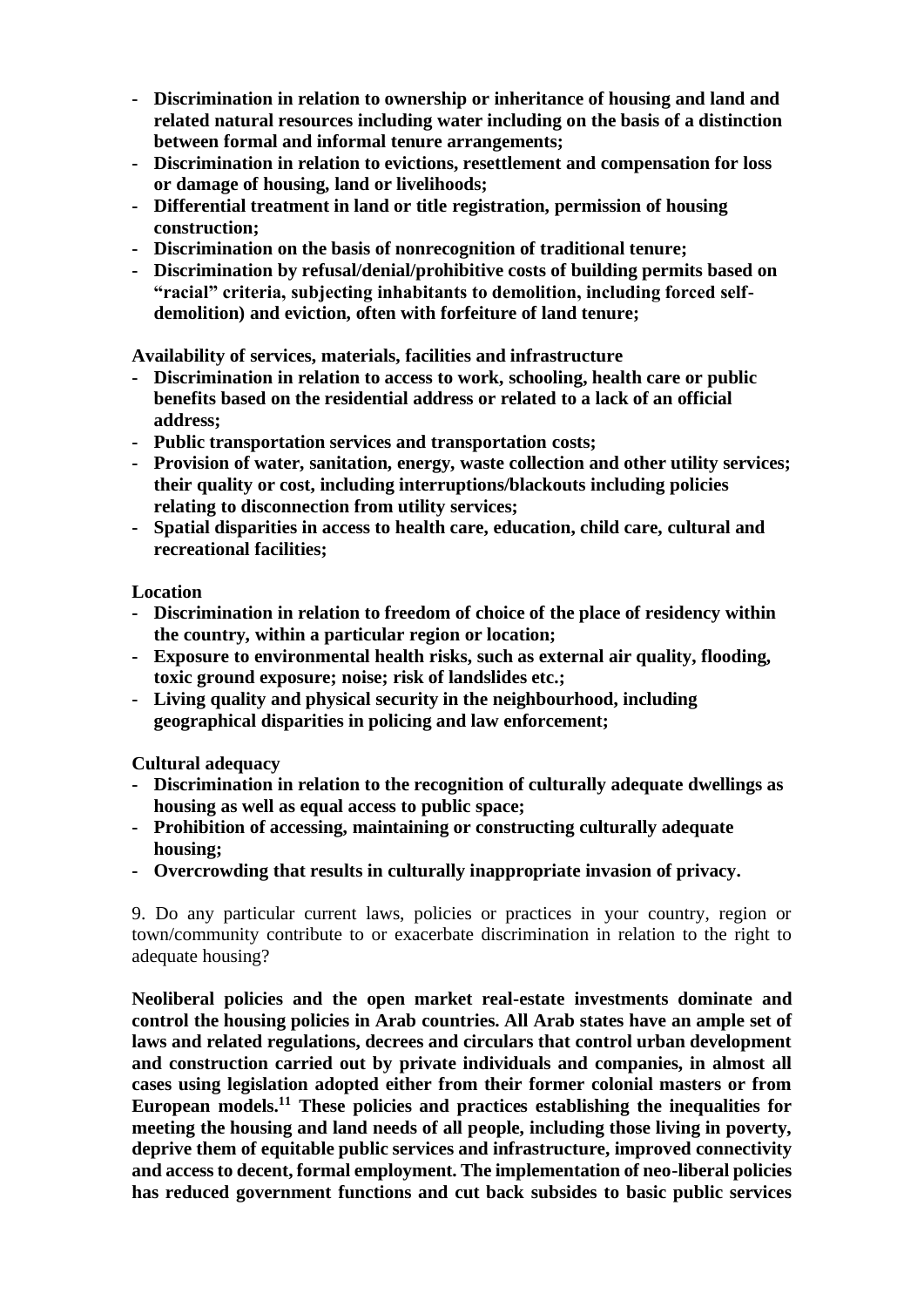- **Discrimination in relation to ownership or inheritance of housing and land and related natural resources including water including on the basis of a distinction between formal and informal tenure arrangements;**
- **Discrimination in relation to evictions, resettlement and compensation for loss or damage of housing, land or livelihoods;**
- **Differential treatment in land or title registration, permission of housing construction;**
- **Discrimination on the basis of nonrecognition of traditional tenure;**
- **Discrimination by refusal/denial/prohibitive costs of building permits based on "racial" criteria, subjecting inhabitants to demolition, including forced self-demolition) and eviction, often with forfeiture of land tenure;**

**Availability of services, materials, facilities and infrastructure**

- **Discrimination in relation to access to work, schooling, health care or public benefits based on the residential address or related to a lack of an official address;**
- **Public transportation services and transportation costs;**
- **Provision of water, sanitation, energy, waste collection and other utility services; their quality or cost, including interruptions/blackouts including policies relating to disconnection from utility services;**
- **Spatial disparities in access to health care, education, child care, cultural and recreational facilities;**

**Location**

- **Discrimination in relation to freedom of choice of the place of residency within the country, within a particular region or location;**
- **Exposure to environmental health risks, such as external air quality, flooding, toxic ground exposure; noise; risk of landslides etc.;**
- **Living quality and physical security in the neighbourhood, including geographical disparities in policing and law enforcement;**

**Cultural adequacy**

- **Discrimination in relation to the recognition of culturally adequate dwellings as housing as well as equal access to public space;**
- **Prohibition of accessing, maintaining or constructing culturally adequate housing;**
- **Overcrowding that results in culturally inappropriate invasion of privacy.**

9. Do any particular current laws, policies or practices in your country, region or town/community contribute to or exacerbate discrimination in relation to the right to adequate housing?

**Neoliberal policies and the open market real-estate investments dominate and control the housing policies in Arab countries. All Arab states have an ample set of laws and related regulations, decrees and circulars that control urban development and construction carried out by private individuals and companies, in almost all cases using legislation adopted either from their former colonial masters or from European models.[11] These policies and practices establishing the inequalities for meeting the housing and land needs of all people, including those living in poverty, deprive them of equitable public services and infrastructure, improved connectivity and access to decent, formal employment. The implementation of neo-liberal policies has reduced government functions and cut back subsides to basic public services**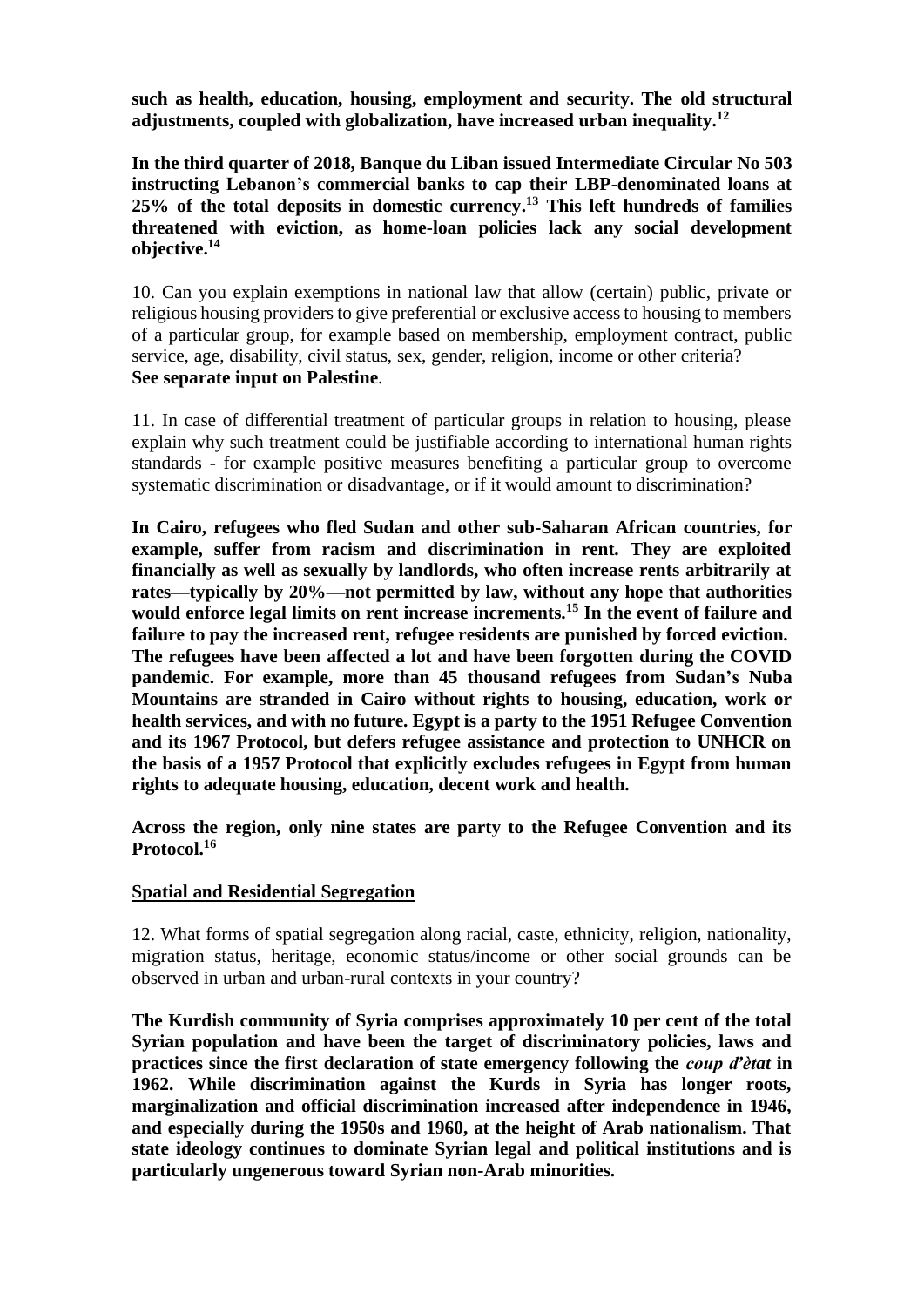**such as health, education, housing, employment and security. The old structural adjustments, coupled with globalization, have increased urban inequality.[12]**

**In the third quarter of 2018, Banque du Liban issued Intermediate Circular No 503 instructing Lebanon's commercial banks to cap their LBP-denominated loans at 25% of the total deposits in domestic currency.[13] This left hundreds of families threatened with eviction, as home-loan policies lack any social development objective.[14]**

10. Can you explain exemptions in national law that allow (certain) public, private or religious housing providers to give preferential or exclusive access to housing to members of a particular group, for example based on membership, employment contract, public service, age, disability, civil status, sex, gender, religion, income or other criteria?
**See separate input on Palestine**.

11. In case of differential treatment of particular groups in relation to housing, please explain why such treatment could be justifiable according to international human rights standards - for example positive measures benefiting a particular group to overcome systematic discrimination or disadvantage, or if it would amount to discrimination?

**In Cairo, refugees who fled Sudan and other sub-Saharan African countries, for example, suffer from racism and discrimination in rent. They are exploited financially as well as sexually by landlords, who often increase rents arbitrarily at rates—typically by 20%—not permitted by law, without any hope that authorities would enforce legal limits on rent increase increments.[15] In the event of failure and failure to pay the increased rent, refugee residents are punished by forced eviction. The refugees have been affected a lot and have been forgotten during the COVID pandemic. For example, more than 45 thousand refugees from Sudan's Nuba Mountains are stranded in Cairo without rights to housing, education, work or health services, and with no future. Egypt is a party to the 1951 Refugee Convention and its 1967 Protocol, but defers refugee assistance and protection to UNHCR on the basis of a 1957 Protocol that explicitly excludes refugees in Egypt from human rights to adequate housing, education, decent work and health.**

**Across the region, only nine states are party to the Refugee Convention and its Protocol.[16]**

**<u>Spatial and Residential Segregation</u>**

12. What forms of spatial segregation along racial, caste, ethnicity, religion, nationality, migration status, heritage, economic status/income or other social grounds can be observed in urban and urban-rural contexts in your country?

**The Kurdish community of Syria comprises approximately 10 per cent of the total Syrian population and have been the target of discriminatory policies, laws and practices since the first declaration of state emergency following the *coup d'ètat* in 1962. While discrimination against the Kurds in Syria has longer roots, marginalization and official discrimination increased after independence in 1946, and especially during the 1950s and 1960, at the height of Arab nationalism. That state ideology continues to dominate Syrian legal and political institutions and is particularly ungenerous toward Syrian non-Arab minorities.**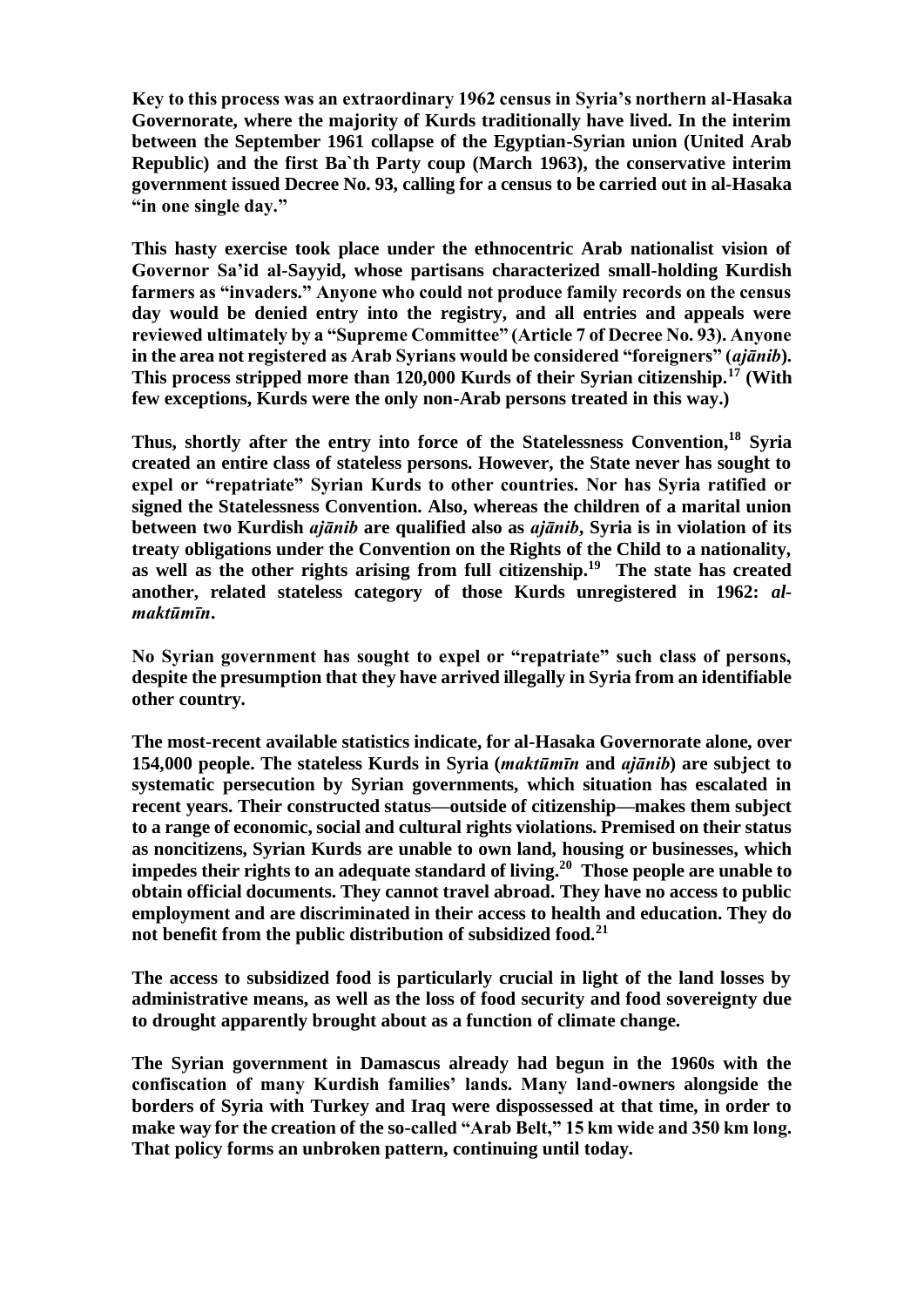**Key to this process was an extraordinary 1962 census in Syria's northern al-Hasaka Governorate, where the majority of Kurds traditionally have lived. In the interim between the September 1961 collapse of the Egyptian-Syrian union (United Arab Republic) and the first Ba`th Party coup (March 1963), the conservative interim government issued Decree No. 93, calling for a census to be carried out in al-Hasaka "in one single day."**

**This hasty exercise took place under the ethnocentric Arab nationalist vision of Governor Sa'id al-Sayyid, whose partisans characterized small-holding Kurdish farmers as "invaders." Anyone who could not produce family records on the census day would be denied entry into the registry, and all entries and appeals were reviewed ultimately by a "Supreme Committee" (Article 7 of Decree No. 93). Anyone in the area not registered as Arab Syrians would be considered "foreigners" (*ajānib*). This process stripped more than 120,000 Kurds of their Syrian citizenship.[17] (With few exceptions, Kurds were the only non-Arab persons treated in this way.)**

**Thus, shortly after the entry into force of the Statelessness Convention,[18] Syria created an entire class of stateless persons. However, the State never has sought to expel or "repatriate" Syrian Kurds to other countries. Nor has Syria ratified or signed the Statelessness Convention. Also, whereas the children of a marital union between two Kurdish *ajānib* are qualified also as *ajānib*, Syria is in violation of its treaty obligations under the Convention on the Rights of the Child to a nationality, as well as the other rights arising from full citizenship.[19] The state has created another, related stateless category of those Kurds unregistered in 1962: *al-maktūmīn*.**

**No Syrian government has sought to expel or "repatriate" such class of persons, despite the presumption that they have arrived illegally in Syria from an identifiable other country.**

**The most-recent available statistics indicate, for al-Hasaka Governorate alone, over 154,000 people. The stateless Kurds in Syria (*maktūmīn* and *ajānib*) are subject to systematic persecution by Syrian governments, which situation has escalated in recent years. Their constructed status—outside of citizenship—makes them subject to a range of economic, social and cultural rights violations. Premised on their status as noncitizens, Syrian Kurds are unable to own land, housing or businesses, which impedes their rights to an adequate standard of living.[20] Those people are unable to obtain official documents. They cannot travel abroad. They have no access to public employment and are discriminated in their access to health and education. They do not benefit from the public distribution of subsidized food.[21]**

**The access to subsidized food is particularly crucial in light of the land losses by administrative means, as well as the loss of food security and food sovereignty due to drought apparently brought about as a function of climate change.**

**The Syrian government in Damascus already had begun in the 1960s with the confiscation of many Kurdish families' lands. Many land-owners alongside the borders of Syria with Turkey and Iraq were dispossessed at that time, in order to make way for the creation of the so-called "Arab Belt," 15 km wide and 350 km long. That policy forms an unbroken pattern, continuing until today.**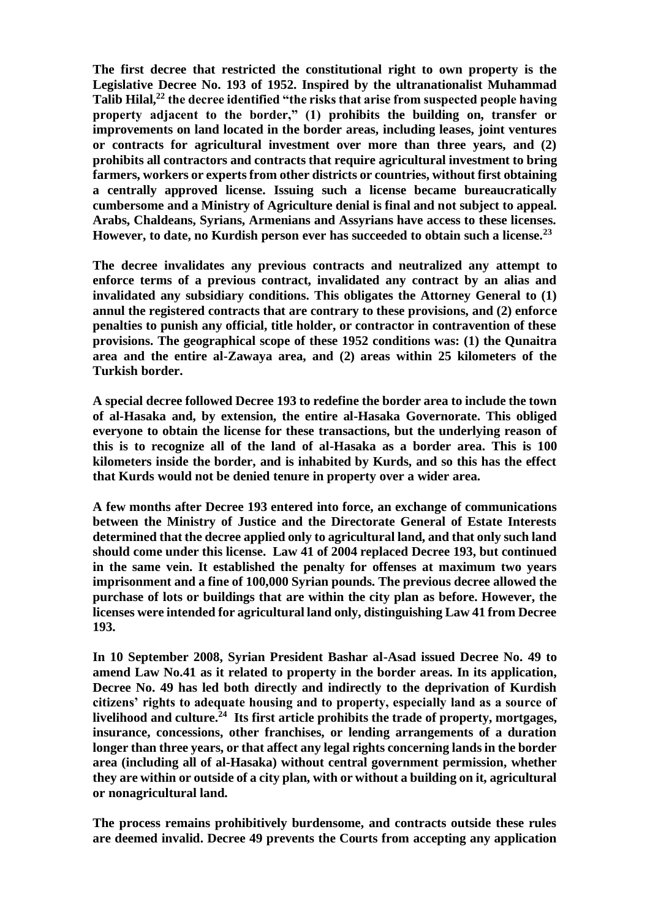**The first decree that restricted the constitutional right to own property is the Legislative Decree No. 193 of 1952. Inspired by the ultranationalist Muhammad Talib Hilal,[22] the decree identified "the risks that arise from suspected people having property adjacent to the border," (1) prohibits the building on, transfer or improvements on land located in the border areas, including leases, joint ventures or contracts for agricultural investment over more than three years, and (2) prohibits all contractors and contracts that require agricultural investment to bring farmers, workers or experts from other districts or countries, without first obtaining a centrally approved license. Issuing such a license became bureaucratically cumbersome and a Ministry of Agriculture denial is final and not subject to appeal. Arabs, Chaldeans, Syrians, Armenians and Assyrians have access to these licenses. However, to date, no Kurdish person ever has succeeded to obtain such a license.[23]**

**The decree invalidates any previous contracts and neutralized any attempt to enforce terms of a previous contract, invalidated any contract by an alias and invalidated any subsidiary conditions. This obligates the Attorney General to (1) annul the registered contracts that are contrary to these provisions, and (2) enforce penalties to punish any official, title holder, or contractor in contravention of these provisions. The geographical scope of these 1952 conditions was: (1) the Qunaitra area and the entire al-Zawaya area, and (2) areas within 25 kilometers of the Turkish border.**

**A special decree followed Decree 193 to redefine the border area to include the town of al-Hasaka and, by extension, the entire al-Hasaka Governorate. This obliged everyone to obtain the license for these transactions, but the underlying reason of this is to recognize all of the land of al-Hasaka as a border area. This is 100 kilometers inside the border, and is inhabited by Kurds, and so this has the effect that Kurds would not be denied tenure in property over a wider area.**

**A few months after Decree 193 entered into force, an exchange of communications between the Ministry of Justice and the Directorate General of Estate Interests determined that the decree applied only to agricultural land, and that only such land should come under this license. Law 41 of 2004 replaced Decree 193, but continued in the same vein. It established the penalty for offenses at maximum two years imprisonment and a fine of 100,000 Syrian pounds. The previous decree allowed the purchase of lots or buildings that are within the city plan as before. However, the licenses were intended for agricultural land only, distinguishing Law 41 from Decree 193.**

**In 10 September 2008, Syrian President Bashar al-Asad issued Decree No. 49 to amend Law No.41 as it related to property in the border areas. In its application, Decree No. 49 has led both directly and indirectly to the deprivation of Kurdish citizens' rights to adequate housing and to property, especially land as a source of livelihood and culture.[24] Its first article prohibits the trade of property, mortgages, insurance, concessions, other franchises, or lending arrangements of a duration longer than three years, or that affect any legal rights concerning lands in the border area (including all of al-Hasaka) without central government permission, whether they are within or outside of a city plan, with or without a building on it, agricultural or nonagricultural land.**

**The process remains prohibitively burdensome, and contracts outside these rules are deemed invalid. Decree 49 prevents the Courts from accepting any application**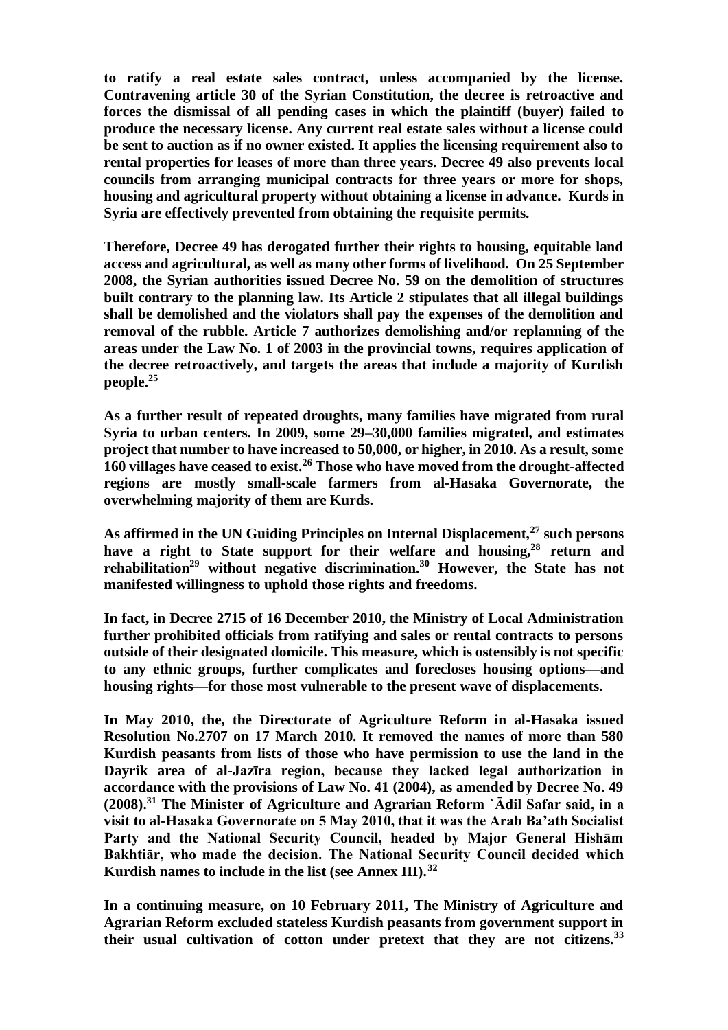**to ratify a real estate sales contract, unless accompanied by the license. Contravening article 30 of the Syrian Constitution, the decree is retroactive and forces the dismissal of all pending cases in which the plaintiff (buyer) failed to produce the necessary license. Any current real estate sales without a license could be sent to auction as if no owner existed. It applies the licensing requirement also to rental properties for leases of more than three years. Decree 49 also prevents local councils from arranging municipal contracts for three years or more for shops, housing and agricultural property without obtaining a license in advance. Kurds in Syria are effectively prevented from obtaining the requisite permits.**

**Therefore, Decree 49 has derogated further their rights to housing, equitable land access and agricultural, as well as many other forms of livelihood. On 25 September 2008, the Syrian authorities issued Decree No. 59 on the demolition of structures built contrary to the planning law. Its Article 2 stipulates that all illegal buildings shall be demolished and the violators shall pay the expenses of the demolition and removal of the rubble. Article 7 authorizes demolishing and/or replanning of the areas under the Law No. 1 of 2003 in the provincial towns, requires application of the decree retroactively, and targets the areas that include a majority of Kurdish people.[25]**

**As a further result of repeated droughts, many families have migrated from rural Syria to urban centers. In 2009, some 29–30,000 families migrated, and estimates project that number to have increased to 50,000, or higher, in 2010. As a result, some 160 villages have ceased to exist.[26] Those who have moved from the drought-affected regions are mostly small-scale farmers from al-Hasaka Governorate, the overwhelming majority of them are Kurds.**

**As affirmed in the UN Guiding Principles on Internal Displacement,[27] such persons have a right to State support for their welfare and housing,[28] return and rehabilitation[29] without negative discrimination.[30] However, the State has not manifested willingness to uphold those rights and freedoms.**

**In fact, in Decree 2715 of 16 December 2010, the Ministry of Local Administration further prohibited officials from ratifying and sales or rental contracts to persons outside of their designated domicile. This measure, which is ostensibly is not specific to any ethnic groups, further complicates and forecloses housing options—and housing rights—for those most vulnerable to the present wave of displacements.**

**In May 2010, the, the Directorate of Agriculture Reform in al-Hasaka issued Resolution No.2707 on 17 March 2010. It removed the names of more than 580 Kurdish peasants from lists of those who have permission to use the land in the Dayrik area of al-Jazīra region, because they lacked legal authorization in accordance with the provisions of Law No. 41 (2004), as amended by Decree No. 49 (2008).[31] The Minister of Agriculture and Agrarian Reform `Ādil Safar said, in a visit to al-Hasaka Governorate on 5 May 2010, that it was the Arab Ba'ath Socialist Party and the National Security Council, headed by Major General Hishām Bakhtiār, who made the decision. The National Security Council decided which Kurdish names to include in the list (see Annex III).[32]**

**In a continuing measure, on 10 February 2011, The Ministry of Agriculture and Agrarian Reform excluded stateless Kurdish peasants from government support in their usual cultivation of cotton under pretext that they are not citizens.[33]**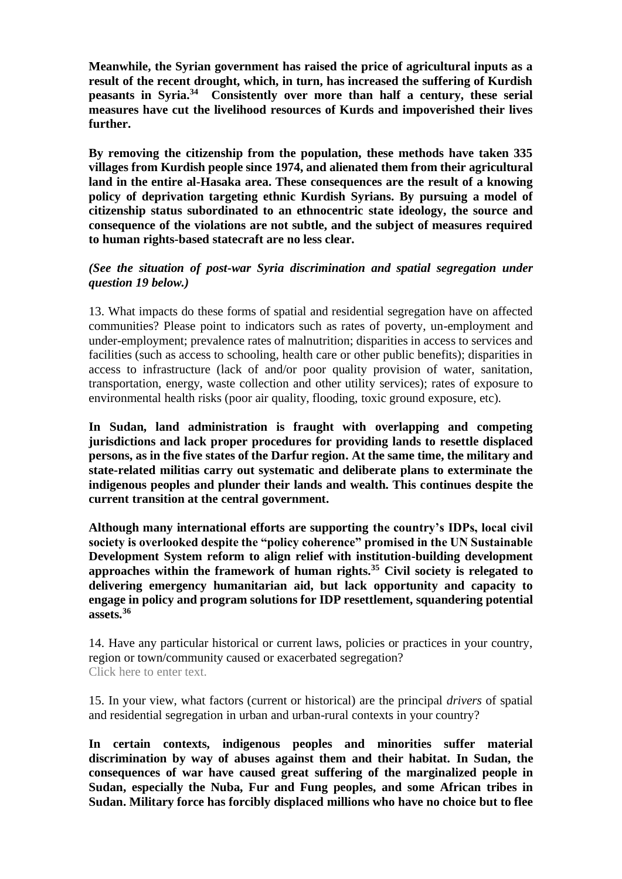**Meanwhile, the Syrian government has raised the price of agricultural inputs as a result of the recent drought, which, in turn, has increased the suffering of Kurdish peasants in Syria.[34] Consistently over more than half a century, these serial measures have cut the livelihood resources of Kurds and impoverished their lives further.**

**By removing the citizenship from the population, these methods have taken 335 villages from Kurdish people since 1974, and alienated them from their agricultural land in the entire al-Hasaka area. These consequences are the result of a knowing policy of deprivation targeting ethnic Kurdish Syrians. By pursuing a model of citizenship status subordinated to an ethnocentric state ideology, the source and consequence of the violations are not subtle, and the subject of measures required to human rights-based statecraft are no less clear.**

***(See the situation of post-war Syria discrimination and spatial segregation under question 19 below.)***

13. What impacts do these forms of spatial and residential segregation have on affected communities? Please point to indicators such as rates of poverty, un-employment and under-employment; prevalence rates of malnutrition; disparities in access to services and facilities (such as access to schooling, health care or other public benefits); disparities in access to infrastructure (lack of and/or poor quality provision of water, sanitation, transportation, energy, waste collection and other utility services); rates of exposure to environmental health risks (poor air quality, flooding, toxic ground exposure, etc).

**In Sudan, land administration is fraught with overlapping and competing jurisdictions and lack proper procedures for providing lands to resettle displaced persons, as in the five states of the Darfur region. At the same time, the military and state-related militias carry out systematic and deliberate plans to exterminate the indigenous peoples and plunder their lands and wealth. This continues despite the current transition at the central government.**

**Although many international efforts are supporting the country's IDPs, local civil society is overlooked despite the "policy coherence" promised in the UN Sustainable Development System reform to align relief with institution-building development approaches within the framework of human rights.[35] Civil society is relegated to delivering emergency humanitarian aid, but lack opportunity and capacity to engage in policy and program solutions for IDP resettlement, squandering potential assets.[36]**

14. Have any particular historical or current laws, policies or practices in your country, region or town/community caused or exacerbated segregation?
Click here to enter text.

15. In your view, what factors (current or historical) are the principal *drivers* of spatial and residential segregation in urban and urban-rural contexts in your country?

**In certain contexts, indigenous peoples and minorities suffer material discrimination by way of abuses against them and their habitat. In Sudan, the consequences of war have caused great suffering of the marginalized people in Sudan, especially the Nuba, Fur and Fung peoples, and some African tribes in Sudan. Military force has forcibly displaced millions who have no choice but to flee**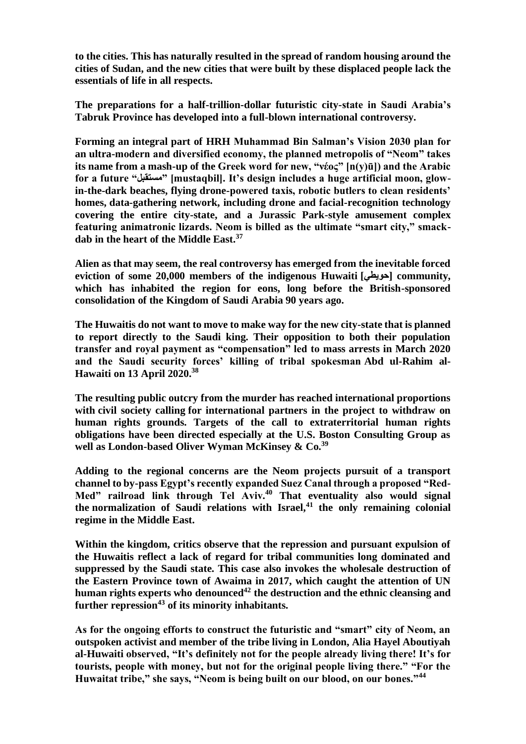**to the cities. This has naturally resulted in the spread of random housing around the cities of Sudan, and the new cities that were built by these displaced people lack the essentials of life in all respects.**

**The preparations for a half-trillion-dollar futuristic city-state in Saudi Arabia's Tabruk Province has developed into a full-blown international controversy.**

**Forming an integral part of HRH Muhammad Bin Salman's Vision 2030 plan for an ultra-modern and diversified economy, the planned metropolis of "Neom" takes its name from a mash-up of the Greek word for new, "νέος" [n(y)ū]) and the Arabic for a future "مستقبل" [mustaqbil]. It's design includes a huge artificial moon, glow-in-the-dark beaches, flying drone-powered taxis, robotic butlers to clean residents' homes, data-gathering network, including drone and facial-recognition technology covering the entire city-state, and a Jurassic Park-style amusement complex featuring animatronic lizards. Neom is billed as the ultimate "smart city," smack-dab in the heart of the Middle East.[37]**

**Alien as that may seem, the real controversy has emerged from the inevitable forced eviction of some 20,000 members of the indigenous Huwaiti [حويطي] community, which has inhabited the region for eons, long before the British-sponsored consolidation of the Kingdom of Saudi Arabia 90 years ago.**

**The Huwaitis do not want to move to make way for the new city-state that is planned to report directly to the Saudi king. Their opposition to both their population transfer and royal payment as "compensation" led to mass arrests in March 2020 and the Saudi security forces' killing of tribal spokesman Abd ul-Rahim al-Hawaiti on 13 April 2020.[38]**

**The resulting public outcry from the murder has reached international proportions with civil society calling for international partners in the project to withdraw on human rights grounds. Targets of the call to extraterritorial human rights obligations have been directed especially at the U.S. Boston Consulting Group as well as London-based Oliver Wyman McKinsey & Co.[39]**

**Adding to the regional concerns are the Neom projects pursuit of a transport channel to by-pass Egypt's recently expanded Suez Canal through a proposed "Red-Med" railroad link through Tel Aviv.[40] That eventuality also would signal the normalization of Saudi relations with Israel,[41] the only remaining colonial regime in the Middle East.**

**Within the kingdom, critics observe that the repression and pursuant expulsion of the Huwaitis reflect a lack of regard for tribal communities long dominated and suppressed by the Saudi state. This case also invokes the wholesale destruction of the Eastern Province town of Awaima in 2017, which caught the attention of UN human rights experts who denounced[42] the destruction and the ethnic cleansing and further repression[43] of its minority inhabitants.**

**As for the ongoing efforts to construct the futuristic and "smart" city of Neom, an outspoken activist and member of the tribe living in London, Alia Hayel Aboutiyah al-Huwaiti observed, "It's definitely not for the people already living there! It's for tourists, people with money, but not for the original people living there." "For the Huwaitat tribe," she says, "Neom is being built on our blood, on our bones."[44]**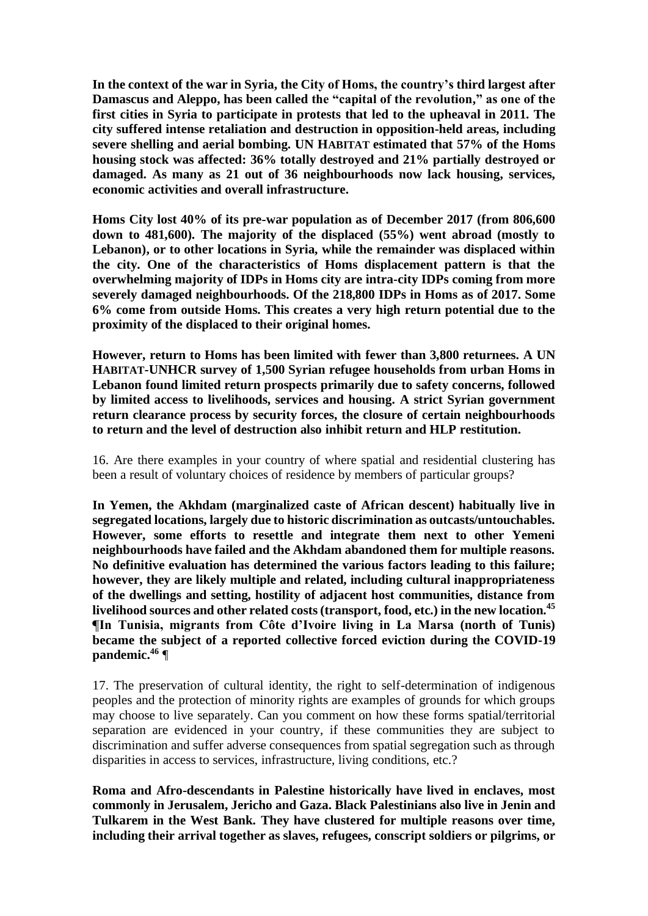**In the context of the war in Syria, the City of Homs, the country's third largest after Damascus and Aleppo, has been called the "capital of the revolution," as one of the first cities in Syria to participate in protests that led to the upheaval in 2011. The city suffered intense retaliation and destruction in opposition-held areas, including severe shelling and aerial bombing. UN HABITAT estimated that 57% of the Homs housing stock was affected: 36% totally destroyed and 21% partially destroyed or damaged. As many as 21 out of 36 neighbourhoods now lack housing, services, economic activities and overall infrastructure.**

**Homs City lost 40% of its pre-war population as of December 2017 (from 806,600 down to 481,600). The majority of the displaced (55%) went abroad (mostly to Lebanon), or to other locations in Syria, while the remainder was displaced within the city. One of the characteristics of Homs displacement pattern is that the overwhelming majority of IDPs in Homs city are intra-city IDPs coming from more severely damaged neighbourhoods. Of the 218,800 IDPs in Homs as of 2017. Some 6% come from outside Homs. This creates a very high return potential due to the proximity of the displaced to their original homes.**

**However, return to Homs has been limited with fewer than 3,800 returnees. A UN HABITAT-UNHCR survey of 1,500 Syrian refugee households from urban Homs in Lebanon found limited return prospects primarily due to safety concerns, followed by limited access to livelihoods, services and housing. A strict Syrian government return clearance process by security forces, the closure of certain neighbourhoods to return and the level of destruction also inhibit return and HLP restitution.**

16. Are there examples in your country of where spatial and residential clustering has been a result of voluntary choices of residence by members of particular groups?

**In Yemen, the Akhdam (marginalized caste of African descent) habitually live in segregated locations, largely due to historic discrimination as outcasts/untouchables. However, some efforts to resettle and integrate them next to other Yemeni neighbourhoods have failed and the Akhdam abandoned them for multiple reasons. No definitive evaluation has determined the various factors leading to this failure; however, they are likely multiple and related, including cultural inappropriateness of the dwellings and setting, hostility of adjacent host communities, distance from livelihood sources and other related costs (transport, food, etc.) in the new location.[45] ¶In Tunisia, migrants from Côte d'Ivoire living in La Marsa (north of Tunis) became the subject of a reported collective forced eviction during the COVID-19 pandemic.[46] ¶**

17. The preservation of cultural identity, the right to self-determination of indigenous peoples and the protection of minority rights are examples of grounds for which groups may choose to live separately. Can you comment on how these forms spatial/territorial separation are evidenced in your country, if these communities they are subject to discrimination and suffer adverse consequences from spatial segregation such as through disparities in access to services, infrastructure, living conditions, etc.?

**Roma and Afro-descendants in Palestine historically have lived in enclaves, most commonly in Jerusalem, Jericho and Gaza. Black Palestinians also live in Jenin and Tulkarem in the West Bank. They have clustered for multiple reasons over time, including their arrival together as slaves, refugees, conscript soldiers or pilgrims, or**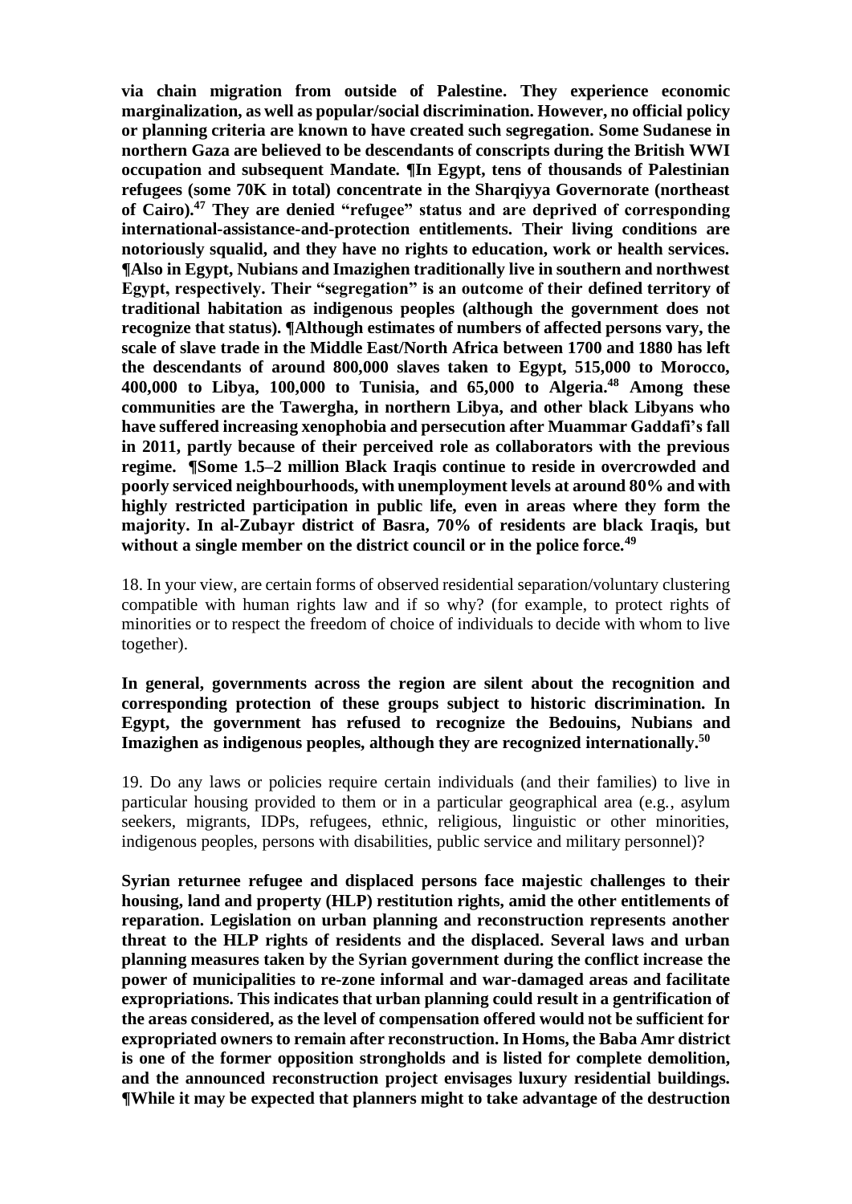**via chain migration from outside of Palestine. They experience economic marginalization, as well as popular/social discrimination. However, no official policy or planning criteria are known to have created such segregation. Some Sudanese in northern Gaza are believed to be descendants of conscripts during the British WWI occupation and subsequent Mandate. ¶In Egypt, tens of thousands of Palestinian refugees (some 70K in total) concentrate in the Sharqiyya Governorate (northeast of Cairo).[47] They are denied "refugee" status and are deprived of corresponding international-assistance-and-protection entitlements. Their living conditions are notoriously squalid, and they have no rights to education, work or health services. ¶Also in Egypt, Nubians and Imazighen traditionally live in southern and northwest Egypt, respectively. Their "segregation" is an outcome of their defined territory of traditional habitation as indigenous peoples (although the government does not recognize that status). ¶Although estimates of numbers of affected persons vary, the scale of slave trade in the Middle East/North Africa between 1700 and 1880 has left the descendants of around 800,000 slaves taken to Egypt, 515,000 to Morocco, 400,000 to Libya, 100,000 to Tunisia, and 65,000 to Algeria.[48] Among these communities are the Tawergha, in northern Libya, and other black Libyans who have suffered increasing xenophobia and persecution after Muammar Gaddafi's fall in 2011, partly because of their perceived role as collaborators with the previous regime. ¶Some 1.5–2 million Black Iraqis continue to reside in overcrowded and poorly serviced neighbourhoods, with unemployment levels at around 80% and with highly restricted participation in public life, even in areas where they form the majority. In al-Zubayr district of Basra, 70% of residents are black Iraqis, but without a single member on the district council or in the police force.[49]**

18. In your view, are certain forms of observed residential separation/voluntary clustering compatible with human rights law and if so why? (for example, to protect rights of minorities or to respect the freedom of choice of individuals to decide with whom to live together).

**In general, governments across the region are silent about the recognition and corresponding protection of these groups subject to historic discrimination. In Egypt, the government has refused to recognize the Bedouins, Nubians and Imazighen as indigenous peoples, although they are recognized internationally.[50]**

19. Do any laws or policies require certain individuals (and their families) to live in particular housing provided to them or in a particular geographical area (e.g., asylum seekers, migrants, IDPs, refugees, ethnic, religious, linguistic or other minorities, indigenous peoples, persons with disabilities, public service and military personnel)?

**Syrian returnee refugee and displaced persons face majestic challenges to their housing, land and property (HLP) restitution rights, amid the other entitlements of reparation. Legislation on urban planning and reconstruction represents another threat to the HLP rights of residents and the displaced. Several laws and urban planning measures taken by the Syrian government during the conflict increase the power of municipalities to re-zone informal and war-damaged areas and facilitate expropriations. This indicates that urban planning could result in a gentrification of the areas considered, as the level of compensation offered would not be sufficient for expropriated owners to remain after reconstruction. In Homs, the Baba Amr district is one of the former opposition strongholds and is listed for complete demolition, and the announced reconstruction project envisages luxury residential buildings. ¶While it may be expected that planners might to take advantage of the destruction**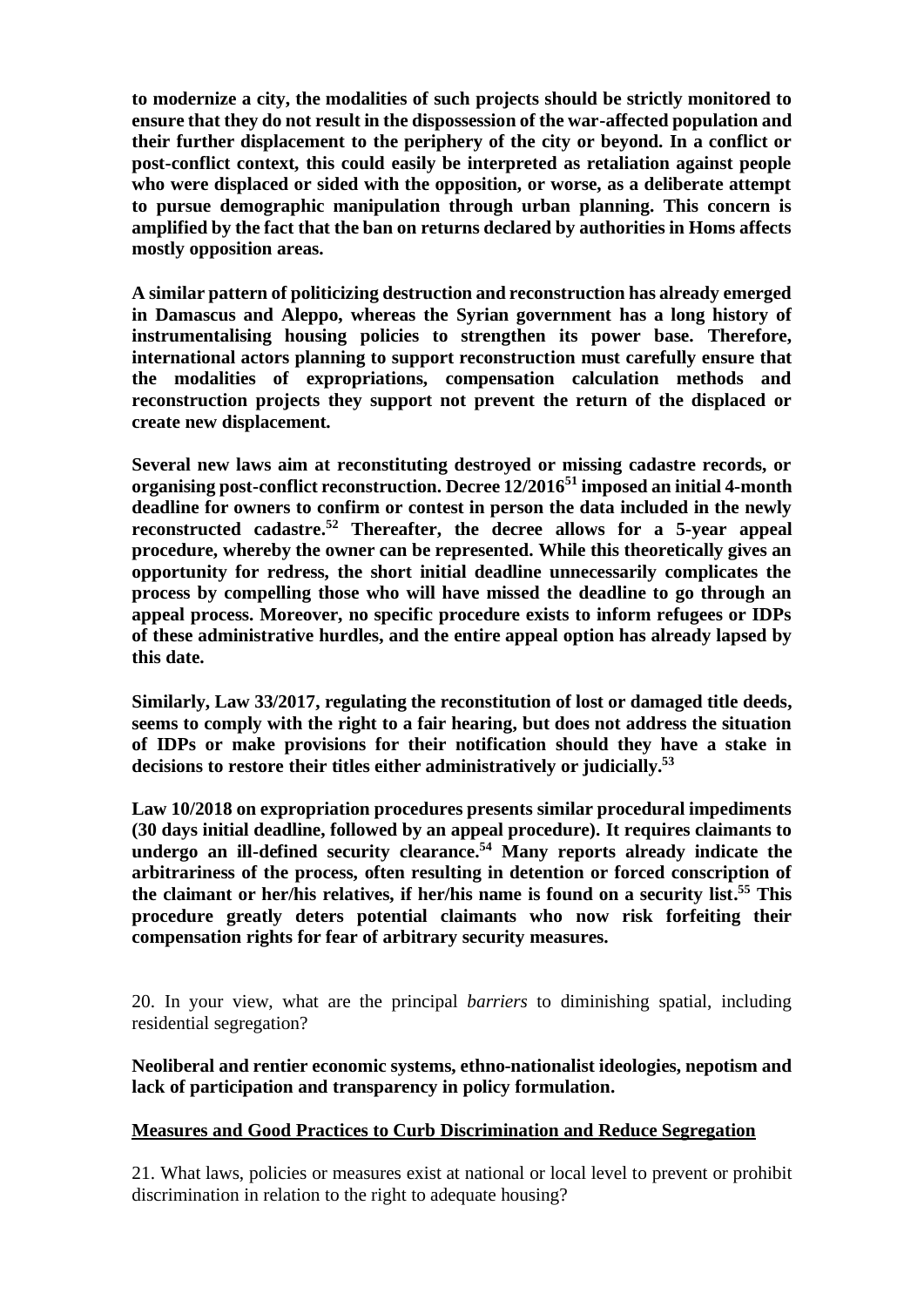**to modernize a city, the modalities of such projects should be strictly monitored to ensure that they do not result in the dispossession of the war-affected population and their further displacement to the periphery of the city or beyond. In a conflict or post-conflict context, this could easily be interpreted as retaliation against people who were displaced or sided with the opposition, or worse, as a deliberate attempt to pursue demographic manipulation through urban planning. This concern is amplified by the fact that the ban on returns declared by authorities in Homs affects mostly opposition areas.**

**A similar pattern of politicizing destruction and reconstruction has already emerged in Damascus and Aleppo, whereas the Syrian government has a long history of instrumentalising housing policies to strengthen its power base. Therefore, international actors planning to support reconstruction must carefully ensure that the modalities of expropriations, compensation calculation methods and reconstruction projects they support not prevent the return of the displaced or create new displacement.**

**Several new laws aim at reconstituting destroyed or missing cadastre records, or organising post-conflict reconstruction. Decree 12/2016[51] imposed an initial 4-month deadline for owners to confirm or contest in person the data included in the newly reconstructed cadastre.[52] Thereafter, the decree allows for a 5-year appeal procedure, whereby the owner can be represented. While this theoretically gives an opportunity for redress, the short initial deadline unnecessarily complicates the process by compelling those who will have missed the deadline to go through an appeal process. Moreover, no specific procedure exists to inform refugees or IDPs of these administrative hurdles, and the entire appeal option has already lapsed by this date.**

**Similarly, Law 33/2017, regulating the reconstitution of lost or damaged title deeds, seems to comply with the right to a fair hearing, but does not address the situation of IDPs or make provisions for their notification should they have a stake in decisions to restore their titles either administratively or judicially.[53]**

**Law 10/2018 on expropriation procedures presents similar procedural impediments (30 days initial deadline, followed by an appeal procedure). It requires claimants to undergo an ill-defined security clearance.[54] Many reports already indicate the arbitrariness of the process, often resulting in detention or forced conscription of the claimant or her/his relatives, if her/his name is found on a security list.[55] This procedure greatly deters potential claimants who now risk forfeiting their compensation rights for fear of arbitrary security measures.**

20. In your view, what are the principal *barriers* to diminishing spatial, including residential segregation?

**Neoliberal and rentier economic systems, ethno-nationalist ideologies, nepotism and lack of participation and transparency in policy formulation.**

**<u>Measures and Good Practices to Curb Discrimination and Reduce Segregation</u>**

21. What laws, policies or measures exist at national or local level to prevent or prohibit discrimination in relation to the right to adequate housing?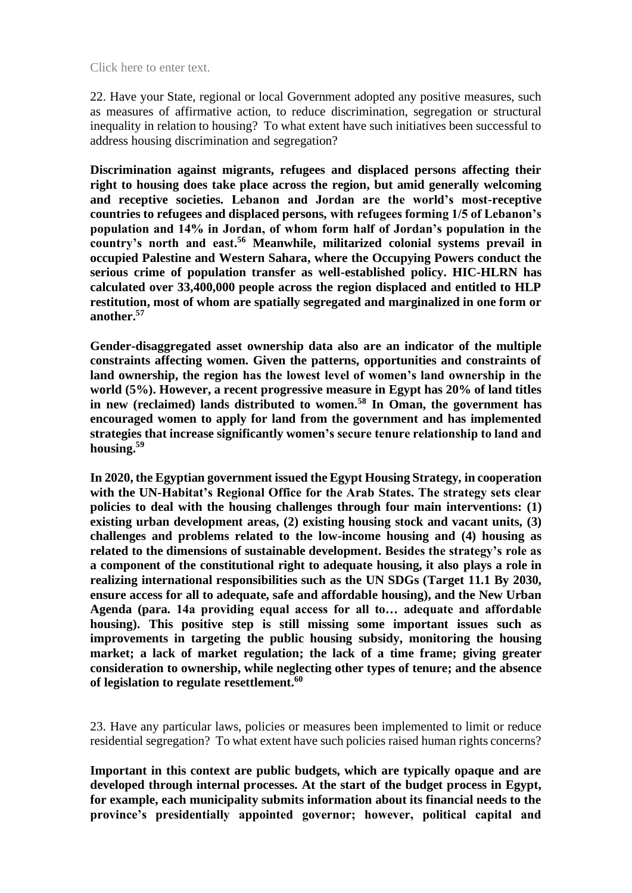Click here to enter text.

22. Have your State, regional or local Government adopted any positive measures, such as measures of affirmative action, to reduce discrimination, segregation or structural inequality in relation to housing? To what extent have such initiatives been successful to address housing discrimination and segregation?

**Discrimination against migrants, refugees and displaced persons affecting their right to housing does take place across the region, but amid generally welcoming and receptive societies. Lebanon and Jordan are the world's most-receptive countries to refugees and displaced persons, with refugees forming 1/5 of Lebanon's population and 14% in Jordan, of whom form half of Jordan's population in the country's north and east.[56] Meanwhile, militarized colonial systems prevail in occupied Palestine and Western Sahara, where the Occupying Powers conduct the serious crime of population transfer as well-established policy. HIC-HLRN has calculated over 33,400,000 people across the region displaced and entitled to HLP restitution, most of whom are spatially segregated and marginalized in one form or another.[57]**

**Gender-disaggregated asset ownership data also are an indicator of the multiple constraints affecting women. Given the patterns, opportunities and constraints of land ownership, the region has the lowest level of women's land ownership in the world (5%). However, a recent progressive measure in Egypt has 20% of land titles in new (reclaimed) lands distributed to women.[58] In Oman, the government has encouraged women to apply for land from the government and has implemented strategies that increase significantly women's secure tenure relationship to land and housing.[59]**

**In 2020, the Egyptian government issued the Egypt Housing Strategy, in cooperation with the UN-Habitat's Regional Office for the Arab States. The strategy sets clear policies to deal with the housing challenges through four main interventions: (1) existing urban development areas, (2) existing housing stock and vacant units, (3) challenges and problems related to the low-income housing and (4) housing as related to the dimensions of sustainable development. Besides the strategy's role as a component of the constitutional right to adequate housing, it also plays a role in realizing international responsibilities such as the UN SDGs (Target 11.1 By 2030, ensure access for all to adequate, safe and affordable housing), and the New Urban Agenda (para. 14a providing equal access for all to… adequate and affordable housing). This positive step is still missing some important issues such as improvements in targeting the public housing subsidy, monitoring the housing market; a lack of market regulation; the lack of a time frame; giving greater consideration to ownership, while neglecting other types of tenure; and the absence of legislation to regulate resettlement.[60]**

23. Have any particular laws, policies or measures been implemented to limit or reduce residential segregation? To what extent have such policies raised human rights concerns?

**Important in this context are public budgets, which are typically opaque and are developed through internal processes. At the start of the budget process in Egypt, for example, each municipality submits information about its financial needs to the province's presidentially appointed governor; however, political capital and**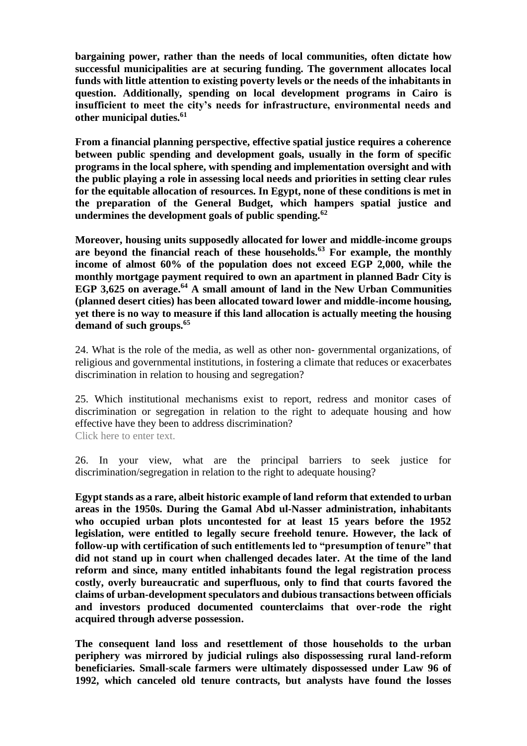**bargaining power, rather than the needs of local communities, often dictate how successful municipalities are at securing funding. The government allocates local funds with little attention to existing poverty levels or the needs of the inhabitants in question. Additionally, spending on local development programs in Cairo is insufficient to meet the city's needs for infrastructure, environmental needs and other municipal duties.[61]**

**From a financial planning perspective, effective spatial justice requires a coherence between public spending and development goals, usually in the form of specific programs in the local sphere, with spending and implementation oversight and with the public playing a role in assessing local needs and priorities in setting clear rules for the equitable allocation of resources. In Egypt, none of these conditions is met in the preparation of the General Budget, which hampers spatial justice and undermines the development goals of public spending.[62]**

**Moreover, housing units supposedly allocated for lower and middle-income groups are beyond the financial reach of these households.[63] For example, the monthly income of almost 60% of the population does not exceed EGP 2,000, while the monthly mortgage payment required to own an apartment in planned Badr City is EGP 3,625 on average.[64] A small amount of land in the New Urban Communities (planned desert cities) has been allocated toward lower and middle-income housing, yet there is no way to measure if this land allocation is actually meeting the housing demand of such groups.[65]**

24. What is the role of the media, as well as other non- governmental organizations, of religious and governmental institutions, in fostering a climate that reduces or exacerbates discrimination in relation to housing and segregation?

25. Which institutional mechanisms exist to report, redress and monitor cases of discrimination or segregation in relation to the right to adequate housing and how effective have they been to address discrimination?
Click here to enter text.

26. In your view, what are the principal barriers to seek justice for discrimination/segregation in relation to the right to adequate housing?

**Egypt stands as a rare, albeit historic example of land reform that extended to urban areas in the 1950s. During the Gamal Abd ul-Nasser administration, inhabitants who occupied urban plots uncontested for at least 15 years before the 1952 legislation, were entitled to legally secure freehold tenure. However, the lack of follow-up with certification of such entitlements led to "presumption of tenure" that did not stand up in court when challenged decades later. At the time of the land reform and since, many entitled inhabitants found the legal registration process costly, overly bureaucratic and superfluous, only to find that courts favored the claims of urban-development speculators and dubious transactions between officials and investors produced documented counterclaims that over-rode the right acquired through adverse possession.**

**The consequent land loss and resettlement of those households to the urban periphery was mirrored by judicial rulings also dispossessing rural land-reform beneficiaries. Small-scale farmers were ultimately dispossessed under Law 96 of 1992, which canceled old tenure contracts, but analysts have found the losses**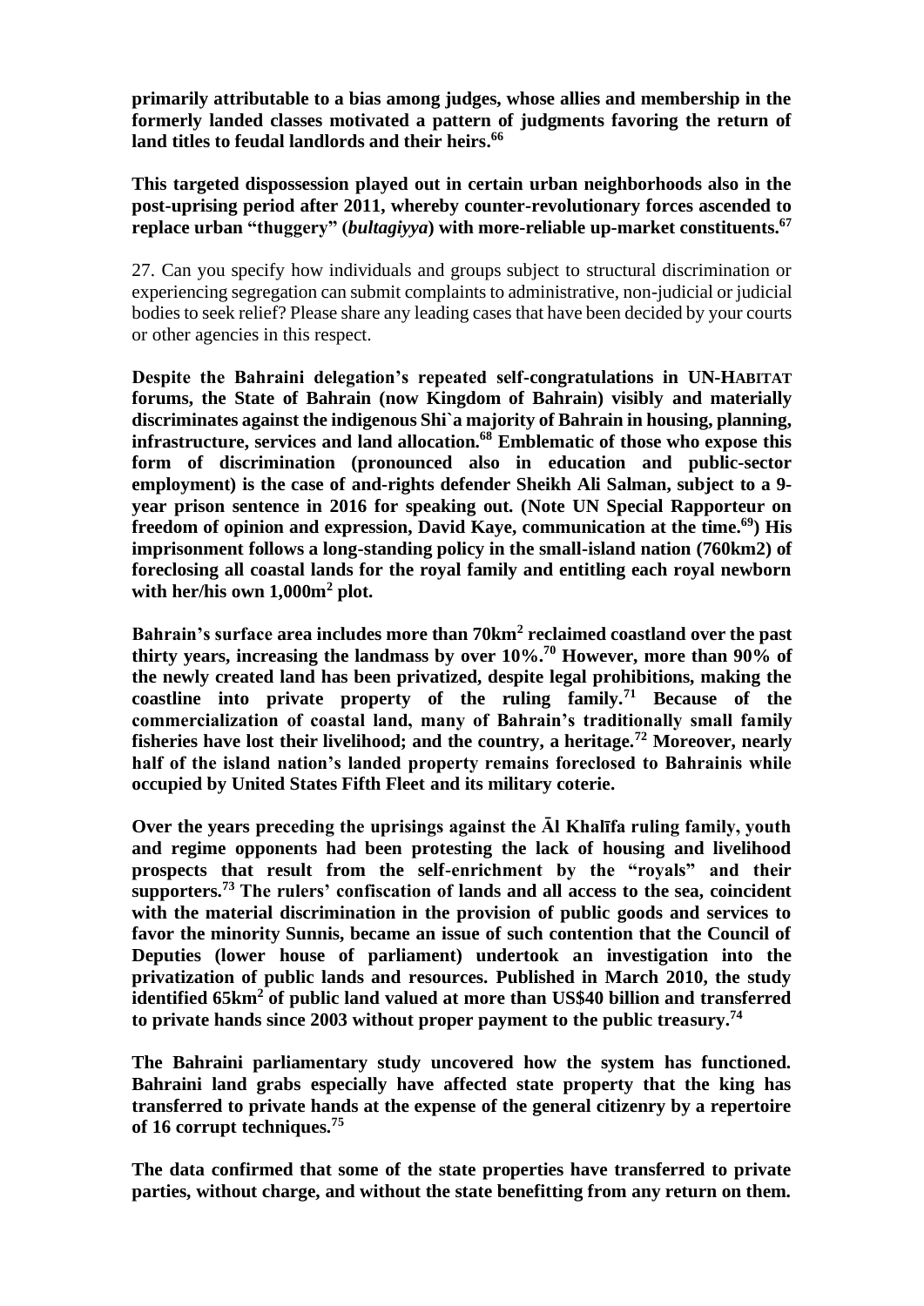**primarily attributable to a bias among judges, whose allies and membership in the formerly landed classes motivated a pattern of judgments favoring the return of land titles to feudal landlords and their heirs.[66]**

**This targeted dispossession played out in certain urban neighborhoods also in the post-uprising period after 2011, whereby counter-revolutionary forces ascended to replace urban "thuggery" (*bultagiyya*) with more-reliable up-market constituents.[67]**

27. Can you specify how individuals and groups subject to structural discrimination or experiencing segregation can submit complaints to administrative, non-judicial or judicial bodies to seek relief? Please share any leading cases that have been decided by your courts or other agencies in this respect.

**Despite the Bahraini delegation's repeated self-congratulations in UN-HABITAT forums, the State of Bahrain (now Kingdom of Bahrain) visibly and materially discriminates against the indigenous Shi`a majority of Bahrain in housing, planning, infrastructure, services and land allocation.[68] Emblematic of those who expose this form of discrimination (pronounced also in education and public-sector employment) is the case of and-rights defender Sheikh Ali Salman, subject to a 9-year prison sentence in 2016 for speaking out. (Note UN Special Rapporteur on freedom of opinion and expression, David Kaye, communication at the time.[69]) His imprisonment follows a long-standing policy in the small-island nation (760km2) of foreclosing all coastal lands for the royal family and entitling each royal newborn with her/his own 1,000m$^2$ plot.**

**Bahrain's surface area includes more than 70km$^2$ reclaimed coastland over the past thirty years, increasing the landmass by over 10%.[70] However, more than 90% of the newly created land has been privatized, despite legal prohibitions, making the coastline into private property of the ruling family.[71] Because of the commercialization of coastal land, many of Bahrain's traditionally small family fisheries have lost their livelihood; and the country, a heritage.[72] Moreover, nearly half of the island nation's landed property remains foreclosed to Bahrainis while occupied by United States Fifth Fleet and its military coterie.**

**Over the years preceding the uprisings against the Āl Khalīfa ruling family, youth and regime opponents had been protesting the lack of housing and livelihood prospects that result from the self-enrichment by the "royals" and their supporters.[73] The rulers' confiscation of lands and all access to the sea, coincident with the material discrimination in the provision of public goods and services to favor the minority Sunnis, became an issue of such contention that the Council of Deputies (lower house of parliament) undertook an investigation into the privatization of public lands and resources. Published in March 2010, the study identified 65km$^2$ of public land valued at more than US$40 billion and transferred to private hands since 2003 without proper payment to the public treasury.[74]**

**The Bahraini parliamentary study uncovered how the system has functioned. Bahraini land grabs especially have affected state property that the king has transferred to private hands at the expense of the general citizenry by a repertoire of 16 corrupt techniques.[75]**

**The data confirmed that some of the state properties have transferred to private parties, without charge, and without the state benefitting from any return on them.**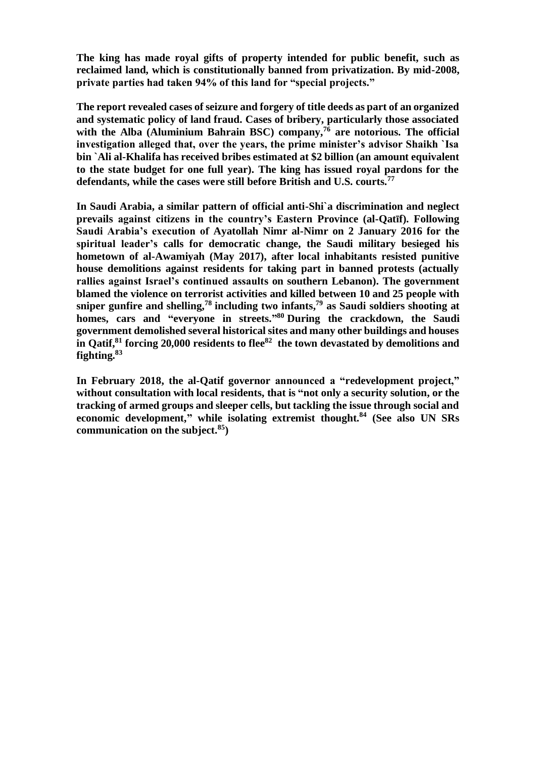**The king has made royal gifts of property intended for public benefit, such as reclaimed land, which is constitutionally banned from privatization. By mid-2008, private parties had taken 94% of this land for "special projects."**

**The report revealed cases of seizure and forgery of title deeds as part of an organized and systematic policy of land fraud. Cases of bribery, particularly those associated with the Alba (Aluminium Bahrain BSC) company,[76] are notorious. The official investigation alleged that, over the years, the prime minister's advisor Shaikh `Isa bin `Ali al-Khalifa has received bribes estimated at $2 billion (an amount equivalent to the state budget for one full year). The king has issued royal pardons for the defendants, while the cases were still before British and U.S. courts.[77]**

**In Saudi Arabia, a similar pattern of official anti-Shi`a discrimination and neglect prevails against citizens in the country's Eastern Province (al-Qatīf). Following Saudi Arabia's execution of Ayatollah Nimr al-Nimr on 2 January 2016 for the spiritual leader's calls for democratic change, the Saudi military besieged his hometown of al-Awamiyah (May 2017), after local inhabitants resisted punitive house demolitions against residents for taking part in banned protests (actually rallies against Israel's continued assaults on southern Lebanon). The government blamed the violence on terrorist activities and killed between 10 and 25 people with sniper gunfire and shelling,[78] including two infants,[79] as Saudi soldiers shooting at homes, cars and "everyone in streets."[80] During the crackdown, the Saudi government demolished several historical sites and many other buildings and houses in Qatif,[81] forcing 20,000 residents to flee[82] the town devastated by demolitions and fighting.[83]**

**In February 2018, the al-Qatif governor announced a "redevelopment project," without consultation with local residents, that is "not only a security solution, or the tracking of armed groups and sleeper cells, but tackling the issue through social and economic development," while isolating extremist thought.[84] (See also UN SRs communication on the subject.[85])**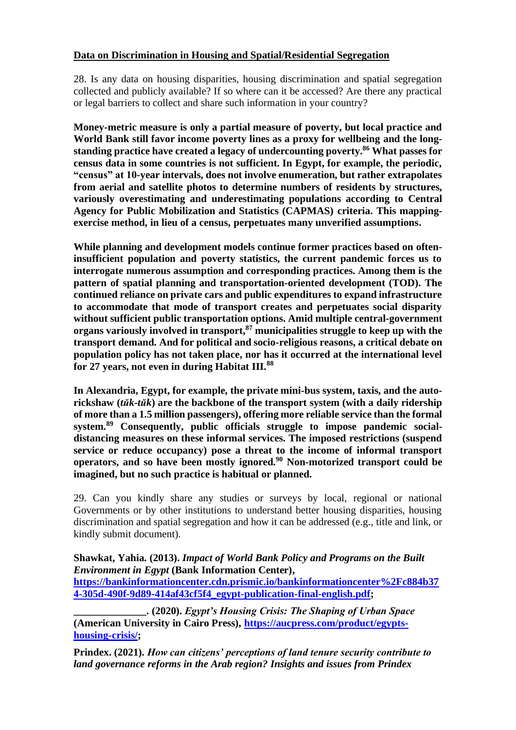**Data on Discrimination in Housing and Spatial/Residential Segregation**

28. Is any data on housing disparities, housing discrimination and spatial segregation collected and publicly available? If so where can it be accessed? Are there any practical or legal barriers to collect and share such information in your country?

**Money-metric measure is only a partial measure of poverty, but local practice and World Bank still favor income poverty lines as a proxy for wellbeing and the long-standing practice have created a legacy of undercounting poverty.[86] What passes for census data in some countries is not sufficient. In Egypt, for example, the periodic, "census" at 10-year intervals, does not involve enumeration, but rather extrapolates from aerial and satellite photos to determine numbers of residents by structures, variously overestimating and underestimating populations according to Central Agency for Public Mobilization and Statistics (CAPMAS) criteria. This mapping-exercise method, in lieu of a census, perpetuates many unverified assumptions.**

**While planning and development models continue former practices based on often-insufficient population and poverty statistics, the current pandemic forces us to interrogate numerous assumption and corresponding practices. Among them is the pattern of spatial planning and transportation-oriented development (TOD). The continued reliance on private cars and public expenditures to expand infrastructure to accommodate that mode of transport creates and perpetuates social disparity without sufficient public transportation options. Amid multiple central-government organs variously involved in transport,[87] municipalities struggle to keep up with the transport demand. And for political and socio-religious reasons, a critical debate on population policy has not taken place, nor has it occurred at the international level for 27 years, not even in during Habitat III.[88]**

**In Alexandria, Egypt, for example, the private mini-bus system, taxis, and the auto-rickshaw (*tŭk-tŭk*) are the backbone of the transport system (with a daily ridership of more than a 1.5 million passengers), offering more reliable service than the formal system.[89] Consequently, public officials struggle to impose pandemic social-distancing measures on these informal services. The imposed restrictions (suspend service or reduce occupancy) pose a threat to the income of informal transport operators, and so have been mostly ignored.[90] Non-motorized transport could be imagined, but no such practice is habitual or planned.**

29. Can you kindly share any studies or surveys by local, regional or national Governments or by other institutions to understand better housing disparities, housing discrimination and spatial segregation and how it can be addressed (e.g., title and link, or kindly submit document).

**Shawkat, Yahia. (2013). *Impact of World Bank Policy and Programs on the Built Environment in Egypt* (Bank Information Center), [https://bankinformationcenter.cdn.prismic.io/bankinformationcenter%2Fc884b374-305d-490f-9d89-414af43cf5f4_egypt-publication-final-english.pdf](https://bankinformationcenter.cdn.prismic.io/bankinformationcenter%2Fc884b374-305d-490f-9d89-414af43cf5f4_egypt-publication-final-english.pdf);**

**______________. (2020). *Egypt's Housing Crisis: The Shaping of Urban Space* (American University in Cairo Press), [https://aucpress.com/product/egypts-housing-crisis/](https://aucpress.com/product/egypts-housing-crisis/);**

**Prindex. (2021). *How can citizens' perceptions of land tenure security contribute to land governance reforms in the Arab region? Insights and issues from Prindex***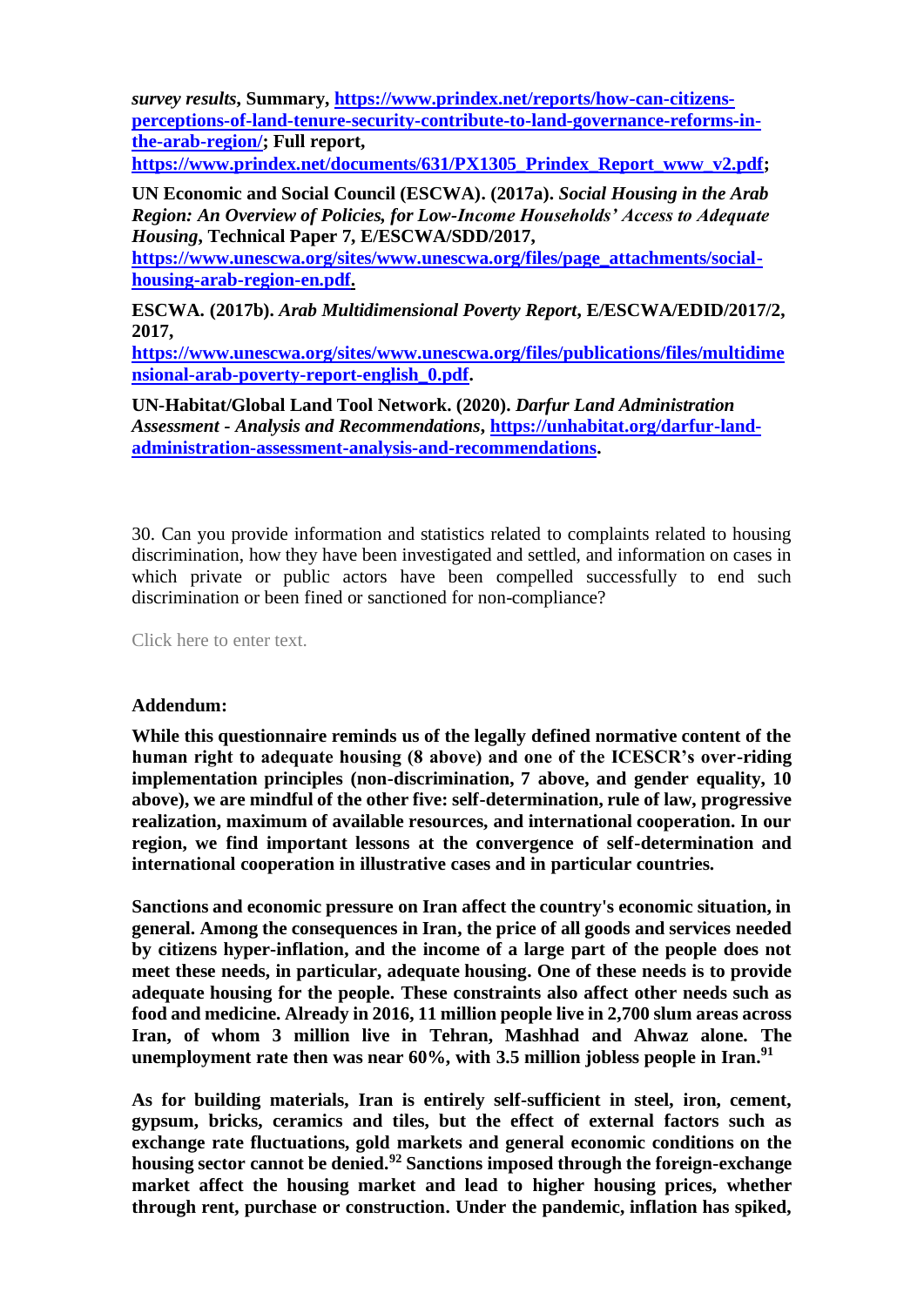*survey results*, Summary, [https://www.prindex.net/reports/how-can-citizens-perceptions-of-land-tenure-security-contribute-to-land-governance-reforms-in-the-arab-region/](https://www.prindex.net/reports/how-can-citizens-perceptions-of-land-tenure-security-contribute-to-land-governance-reforms-in-the-arab-region/); Full report, [https://www.prindex.net/documents/631/PX1305_Prindex_Report_www_v2.pdf](https://www.prindex.net/documents/631/PX1305_Prindex_Report_www_v2.pdf);

**UN Economic and Social Council (ESCWA). (2017a).** ***Social Housing in the Arab Region: An Overview of Policies, for Low-Income Households' Access to Adequate Housing*****, Technical Paper 7, E/ESCWA/SDD/2017,** [https://www.unescwa.org/sites/www.unescwa.org/files/page_attachments/social-housing-arab-region-en.pdf](https://www.unescwa.org/sites/www.unescwa.org/files/page_attachments/social-housing-arab-region-en.pdf).

**ESCWA. (2017b).** ***Arab Multidimensional Poverty Report*****, E/ESCWA/EDID/2017/2, 2017,** [https://www.unescwa.org/sites/www.unescwa.org/files/publications/files/multidimensional-arab-poverty-report-english_0.pdf](https://www.unescwa.org/sites/www.unescwa.org/files/publications/files/multidimensional-arab-poverty-report-english_0.pdf).

**UN-Habitat/Global Land Tool Network. (2020).** ***Darfur Land Administration Assessment - Analysis and Recommendations*****,** [https://unhabitat.org/darfur-land-administration-assessment-analysis-and-recommendations](https://unhabitat.org/darfur-land-administration-assessment-analysis-and-recommendations).

30. Can you provide information and statistics related to complaints related to housing discrimination, how they have been investigated and settled, and information on cases in which private or public actors have been compelled successfully to end such discrimination or been fined or sanctioned for non-compliance?

Click here to enter text.

**Addendum:**

**While this questionnaire reminds us of the legally defined normative content of the human right to adequate housing (8 above) and one of the ICESCR's over-riding implementation principles (non-discrimination, 7 above, and gender equality, 10 above), we are mindful of the other five: self-determination, rule of law, progressive realization, maximum of available resources, and international cooperation. In our region, we find important lessons at the convergence of self-determination and international cooperation in illustrative cases and in particular countries.**

**Sanctions and economic pressure on Iran affect the country's economic situation, in general. Among the consequences in Iran, the price of all goods and services needed by citizens hyper-inflation, and the income of a large part of the people does not meet these needs, in particular, adequate housing. One of these needs is to provide adequate housing for the people. These constraints also affect other needs such as food and medicine. Already in 2016, 11 million people live in 2,700 slum areas across Iran, of whom 3 million live in Tehran, Mashhad and Ahwaz alone. The unemployment rate then was near 60%, with 3.5 million jobless people in Iran.[91]**

**As for building materials, Iran is entirely self-sufficient in steel, iron, cement, gypsum, bricks, ceramics and tiles, but the effect of external factors such as exchange rate fluctuations, gold markets and general economic conditions on the housing sector cannot be denied.[92] Sanctions imposed through the foreign-exchange market affect the housing market and lead to higher housing prices, whether through rent, purchase or construction. Under the pandemic, inflation has spiked,**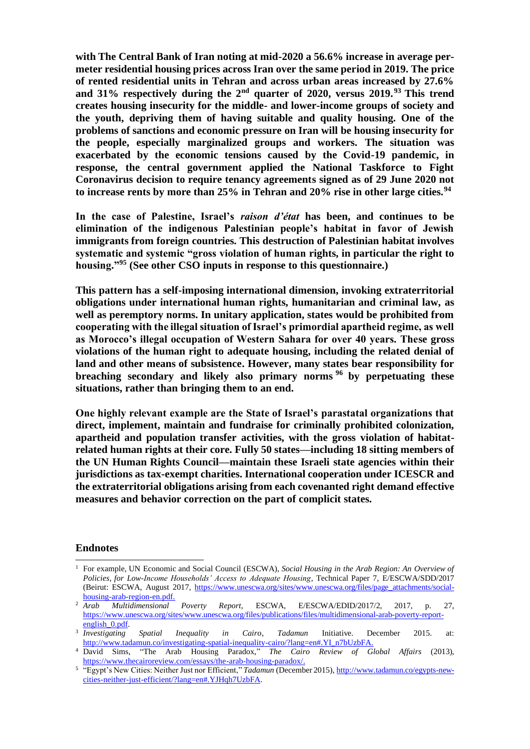**with The Central Bank of Iran noting at mid-2020 a 56.6% increase in average per-meter residential housing prices across Iran over the same period in 2019. The price of rented residential units in Tehran and across urban areas increased by 27.6% and 31% respectively during the 2nd quarter of 2020, versus 2019.[93] This trend creates housing insecurity for the middle- and lower-income groups of society and the youth, depriving them of having suitable and quality housing. One of the problems of sanctions and economic pressure on Iran will be housing insecurity for the people, especially marginalized groups and workers. The situation was exacerbated by the economic tensions caused by the Covid-19 pandemic, in response, the central government applied the National Taskforce to Fight Coronavirus decision to require tenancy agreements signed as of 29 June 2020 not to increase rents by more than 25% in Tehran and 20% rise in other large cities.[94]**

**In the case of Palestine, Israel's *raison d'état* has been, and continues to be elimination of the indigenous Palestinian people's habitat in favor of Jewish immigrants from foreign countries. This destruction of Palestinian habitat involves systematic and systemic "gross violation of human rights, in particular the right to housing."[95] (See other CSO inputs in response to this questionnaire.)**

**This pattern has a self-imposing international dimension, invoking extraterritorial obligations under international human rights, humanitarian and criminal law, as well as peremptory norms. In unitary application, states would be prohibited from cooperating with the illegal situation of Israel's primordial apartheid regime, as well as Morocco's illegal occupation of Western Sahara for over 40 years. These gross violations of the human right to adequate housing, including the related denial of land and other means of subsistence. However, many states bear responsibility for breaching secondary and likely also primary norms [96] by perpetuating these situations, rather than bringing them to an end.**

**One highly relevant example are the State of Israel's parastatal organizations that direct, implement, maintain and fundraise for criminally prohibited colonization, apartheid and population transfer activities, with the gross violation of habitat-related human rights at their core. Fully 50 states—including 18 sitting members of the UN Human Rights Council—maintain these Israeli state agencies within their jurisdictions as tax-exempt charities. International cooperation under ICESCR and the extraterritorial obligations arising from each covenanted right demand effective measures and behavior correction on the part of complicit states.**

## Endnotes

[1] For example, UN Economic and Social Council (ESCWA), *Social Housing in the Arab Region: An Overview of Policies, for Low-Income Households' Access to Adequate Housing*, Technical Paper 7, E/ESCWA/SDD/2017 (Beirut: ESCWA, August 2017, https://www.unescwa.org/sites/www.unescwa.org/files/page_attachments/social-housing-arab-region-en.pdf.

[2] *Arab Multidimensional Poverty Report*, ESCWA, E/ESCWA/EDID/2017/2, 2017, p. 27, https://www.unescwa.org/sites/www.unescwa.org/files/publications/files/multidimensional-arab-poverty-report-english_0.pdf.

[3] *Investigating Spatial Inequality in Cairo*, *Tadamun* Initiative. December 2015. at: http://www.tadamun.co/investigating-spatial-inequality-cairo/?lang=en#.YI_n7bUzbFA.

[4] David Sims, "The Arab Housing Paradox," *The Cairo Review of Global Affairs* (2013), https://www.thecairoreview.com/essays/the-arab-housing-paradox/.

[5] "Egypt's New Cities: Neither Just nor Efficient," *Tadamun* (December 2015), http://www.tadamun.co/egypts-new-cities-neither-just-efficient/?lang=en#.YJHqh7UzbFA.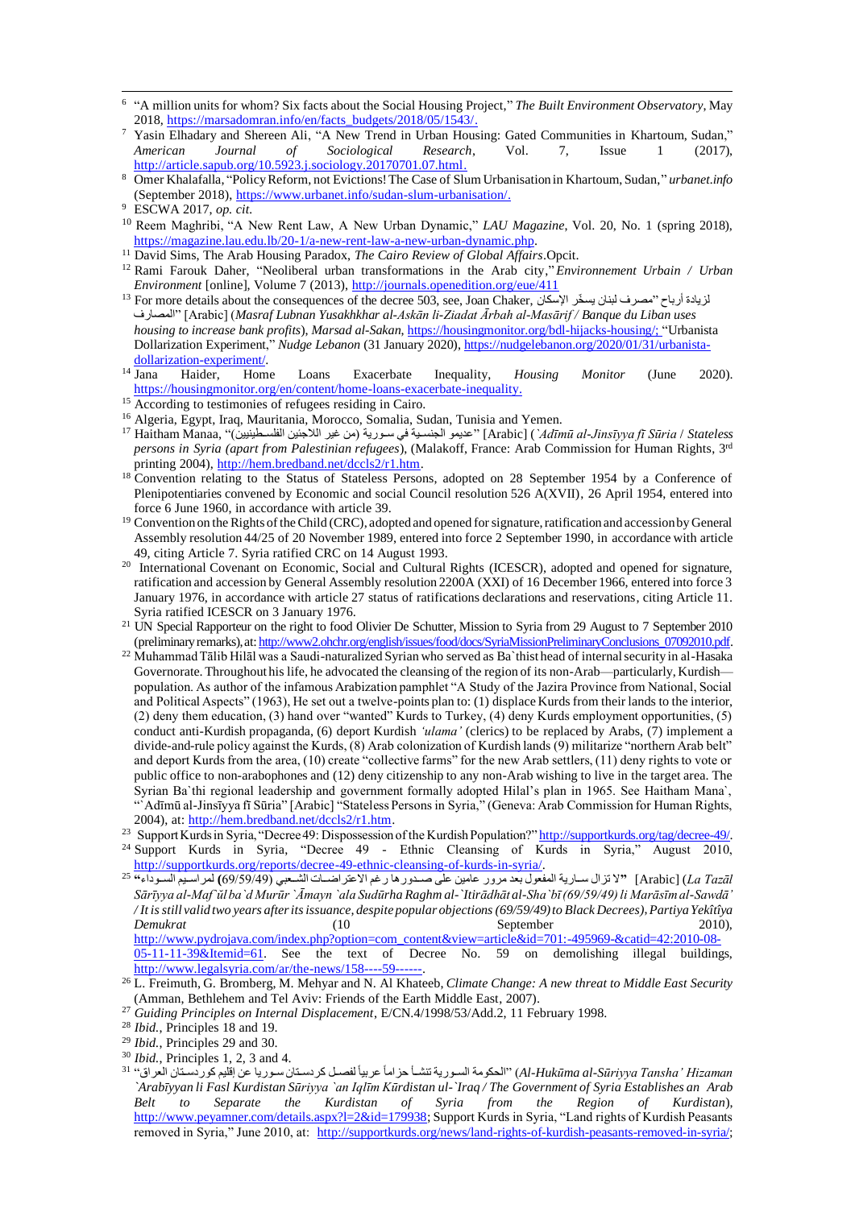[6] "A million units for whom? Six facts about the Social Housing Project," *The Built Environment Observatory*, May 2018, https://marsadomran.info/en/facts_budgets/2018/05/1543/.

[7] Yasin Elhadary and Shereen Ali, "A New Trend in Urban Housing: Gated Communities in Khartoum, Sudan," *American Journal of Sociological Research*, Vol. 7, Issue 1 (2017), http://article.sapub.org/10.5923.j.sociology.20170701.07.html.

[8] Omer Khalafalla, "Policy Reform, not Evictions! The Case of Slum Urbanisation in Khartoum, Sudan," *urbanet.info* (September 2018), https://www.urbanet.info/sudan-slum-urbanisation/.

[9] ESCWA 2017, *op. cit.*

[10] Reem Maghribi, "A New Rent Law, A New Urban Dynamic," *LAU Magazine*, Vol. 20, No. 1 (spring 2018), https://magazine.lau.edu.lb/20-1/a-new-rent-law-a-new-urban-dynamic.php.

[11] David Sims, The Arab Housing Paradox, *The Cairo Review of Global Affairs*.Opcit.

[12] Rami Farouk Daher, "Neoliberal urban transformations in the Arab city," *Environnement Urbain / Urban Environment* [online], Volume 7 (2013), http://journals.openedition.org/eue/411

[13] For more details about the consequences of the decree 503, see, Joan Chaker, "مصرف لبنان يسخّر الإسكان لزيادة أرباح المصارف" [Arabic] (*Masraf Lubnan Yusakhkhar al-Askān li-Ziadat Ārbah al-Masārif / Banque du Liban uses housing to increase bank profits*), *Marsad al-Sakan*, https://housingmonitor.org/bdl-hijacks-housing/; "Urbanista Dollarization Experiment," *Nudge Lebanon* (31 January 2020), https://nudgelebanon.org/2020/01/31/urbanista-dollarization-experiment/.

[14] Jana Haider, Home Loans Exacerbate Inequality, *Housing Monitor* (June 2020). https://housingmonitor.org/en/content/home-loans-exacerbate-inequality.

[15] According to testimonies of refugees residing in Cairo.

[16] Algeria, Egypt, Iraq, Mauritania, Morocco, Somalia, Sudan, Tunisia and Yemen.

[17] Haitham Manaa, "عديمو الجنسية في سورية (من غير اللاجئين الفلسطينيين)" [Arabic] (*`Adīmū al-Jinsīyya fī Sūria* / *Stateless persons in Syria (apart from Palestinian refugees*), (Malakoff, France: Arab Commission for Human Rights, 3rd printing 2004), http://hem.bredband.net/dccls2/r1.htm.

[18] Convention relating to the Status of Stateless Persons, adopted on 28 September 1954 by a Conference of Plenipotentiaries convened by Economic and social Council resolution 526 A(XVII), 26 April 1954, entered into force 6 June 1960, in accordance with article 39.

[19] Convention on the Rights of the Child (CRC), adopted and opened for signature, ratification and accession by General Assembly resolution 44/25 of 20 November 1989, entered into force 2 September 1990, in accordance with article 49, citing Article 7. Syria ratified CRC on 14 August 1993.

[20] International Covenant on Economic, Social and Cultural Rights (ICESCR), adopted and opened for signature, ratification and accession by General Assembly resolution 2200A (XXI) of 16 December 1966, entered into force 3 January 1976, in accordance with article 27 status of ratifications declarations and reservations, citing Article 11. Syria ratified ICESCR on 3 January 1976.

[21] UN Special Rapporteur on the right to food Olivier De Schutter, Mission to Syria from 29 August to 7 September 2010 (preliminary remarks), at: http://www2.ohchr.org/english/issues/food/docs/SyriaMissionPreliminaryConclusions_07092010.pdf.

[22] Muhammad Tālib Hilāl was a Saudi-naturalized Syrian who served as Ba`thist head of internal security in al-Hasaka Governorate. Throughout his life, he advocated the cleansing of the region of its non-Arab—particularly, Kurdish—population. As author of the infamous Arabization pamphlet "A Study of the Jazira Province from National, Social and Political Aspects" (1963), He set out a twelve-points plan to: (1) displace Kurds from their lands to the interior, (2) deny them education, (3) hand over "wanted" Kurds to Turkey, (4) deny Kurds employment opportunities, (5) conduct anti-Kurdish propaganda, (6) deport Kurdish *'ulama'* (clerics) to be replaced by Arabs, (7) implement a divide-and-rule policy against the Kurds, (8) Arab colonization of Kurdish lands (9) militarize "northern Arab belt" and deport Kurds from the area, (10) create "collective farms" for the new Arab settlers, (11) deny rights to vote or public office to non-arabophones and (12) deny citizenship to any non-Arab wishing to live in the target area. The Syrian Ba`thi regional leadership and government formally adopted Hilal's plan in 1965. See Haitham Mana`, "`Adīmū al-Jinsīyya fī Sūria" [Arabic] "Stateless Persons in Syria," (Geneva: Arab Commission for Human Rights, 2004), at: http://hem.bredband.net/dccls2/r1.htm.

[23] Support Kurds in Syria, "Decree 49: Dispossession of the Kurdish Population?" http://supportkurds.org/tag/decree-49/.

[24] Support Kurds in Syria, "Decree 49 - Ethnic Cleansing of Kurds in Syria," August 2010, http://supportkurds.org/reports/decree-49-ethnic-cleansing-of-kurds-in-syria/.

[25] "لا تزال سارية المفعول بعد مرور عامين على صدورها رغم الاعتراضات الشعبي (69/59/49) لمراسيم السوداء" [Arabic] (*La Tazāl Sārīyya al-Maf`ūl ba`d Murūr `Āmayn `ala Sudūrha Raghm al-`Itirādhāt al-Sha`bī (69/59/49) li Marāsīm al-Sawdā' / It is still valid two years after its issuance, despite popular objections (69/59/49) to Black Decrees), Partiya Yekîtîya Demukrat* (10 September 2010), http://www.pydrojava.com/index.php?option=com_content&view=article&id=701:-495969-&catid=42:2010-08-05-11-11-39&Itemid=61. See the text of Decree No. 59 on demolishing illegal buildings, http://www.legalsyria.com/ar/the-news/158----59------.

[26] L. Freimuth, G. Bromberg, M. Mehyar and N. Al Khateeb, *Climate Change: A new threat to Middle East Security* (Amman, Bethlehem and Tel Aviv: Friends of the Earth Middle East, 2007).

[27] *Guiding Principles on Internal Displacement*, E/CN.4/1998/53/Add.2, 11 February 1998.

[28] *Ibid.*, Principles 18 and 19.

[29] *Ibid.*, Principles 29 and 30.

[30] *Ibid.*, Principles 1, 2, 3 and 4.

[31] "الحكومة السورية تنشأ حزاماً عربياً لفصل كردستان سوريا عن إقليم كوردستان العراق" (*Al-Hukūma al-Sūriyya Tansha' Hizaman `Arabīyyan li Fasl Kurdistan Sūriyya `an Iqlīm Kūrdistan ul-`Iraq / The Government of Syria Establishes an Arab Belt to Separate the Kurdistan of Syria from the Region of Kurdistan*), http://www.peyamner.com/details.aspx?l=2&id=179938; Support Kurds in Syria, "Land rights of Kurdish Peasants removed in Syria," June 2010, at: http://supportkurds.org/news/land-rights-of-kurdish-peasants-removed-in-syria/;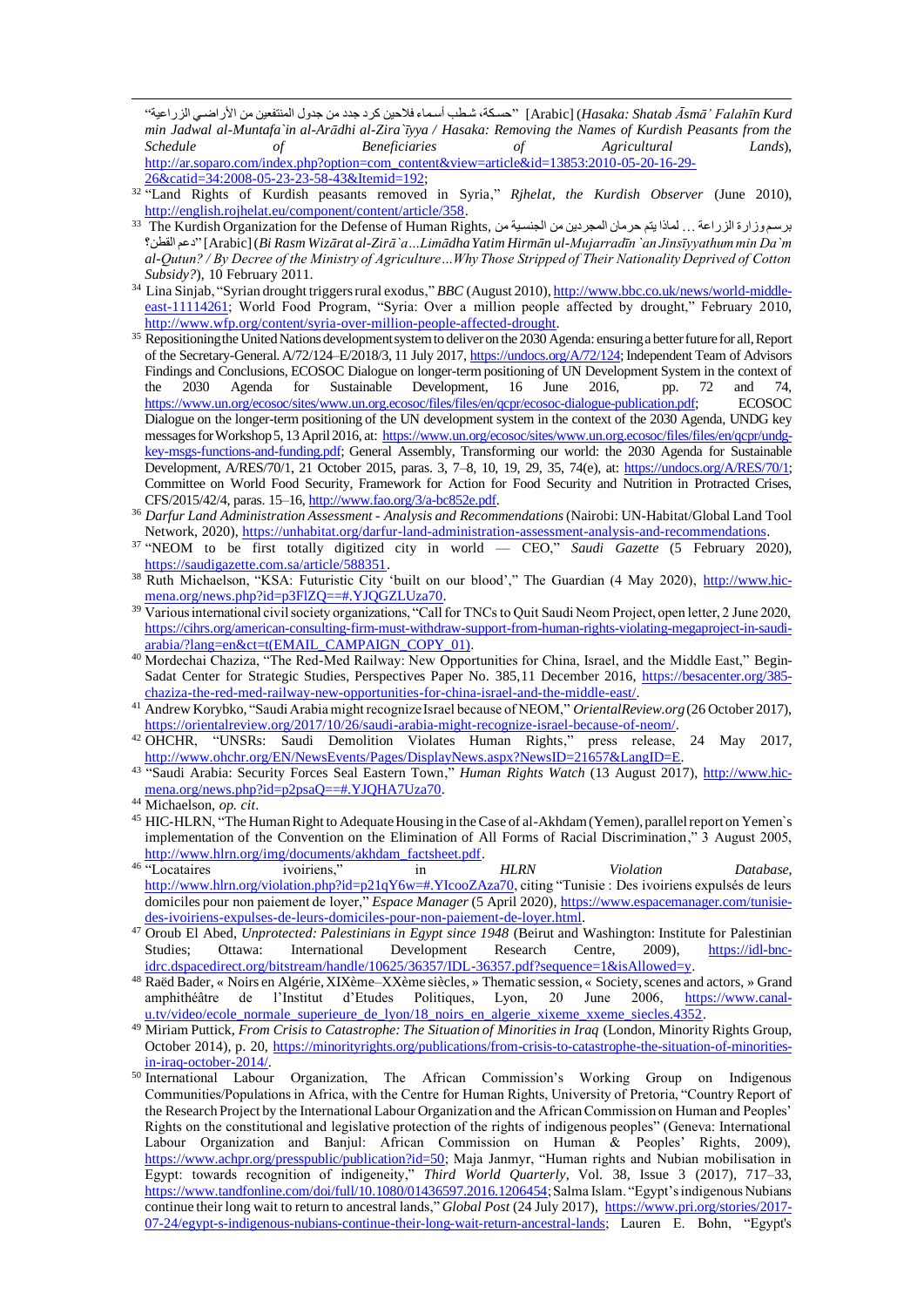"حسكة، شطب أسماء فلاحين كرد جدد من جدول المنتفعين من الأراضي الزراعية" [Arabic] (*Hasaka: Shatab Āsmā' Falahīn Kurd min Jadwal al-Muntafa`in al-Arādhi al-Zira`īyya / Hasaka: Removing the Names of Kurdish Peasants from the Schedule of Beneficiaries of Agricultural Lands*), http://ar.soparo.com/index.php?option=com_content&view=article&id=13853:2010-05-20-16-29-26&catid=34:2008-05-23-23-58-43&Itemid=192;

[32] "Land Rights of Kurdish peasants removed in Syria," *Rjhelat, the Kurdish Observer* (June 2010), http://english.rojhelat.eu/component/content/article/358.

[33] The Kurdish Organization for the Defense of Human Rights, برسم وزارة الزراعة ... لماذا يتم حرمان المجردين من الجنسية من دعم القطن؟" [Arabic] (*Bi Rasm Wizārat al-Zirā`a…Limādha Yatim Hirmān ul-Mujarradīn `an Jinsīyyathum min Da`m al-Qutun? / By Decree of the Ministry of Agriculture…Why Those Stripped of Their Nationality Deprived of Cotton Subsidy?*), 10 February 2011.

[34] Lina Sinjab, "Syrian drought triggers rural exodus," *BBC* (August 2010), http://www.bbc.co.uk/news/world-middle-east-11114261; World Food Program, "Syria: Over a million people affected by drought," February 2010, http://www.wfp.org/content/syria-over-million-people-affected-drought.

[35] Repositioning the United Nations development system to deliver on the 2030 Agenda: ensuring a better future for all, Report of the Secretary-General. A/72/124–E/2018/3, 11 July 2017, https://undocs.org/A/72/124; Independent Team of Advisors Findings and Conclusions, ECOSOC Dialogue on longer-term positioning of UN Development System in the context of the 2030 Agenda for Sustainable Development, 16 June 2016, pp. 72 and 74, https://www.un.org/ecosoc/sites/www.un.org.ecosoc/files/files/en/qcpr/ecosoc-dialogue-publication.pdf; ECOSOC Dialogue on the longer-term positioning of the UN development system in the context of the 2030 Agenda, UNDG key messages for Workshop 5, 13 April 2016, at: https://www.un.org/ecosoc/sites/www.un.org.ecosoc/files/files/en/qcpr/undg-key-msgs-functions-and-funding.pdf; General Assembly, Transforming our world: the 2030 Agenda for Sustainable Development, A/RES/70/1, 21 October 2015, paras. 3, 7–8, 10, 19, 29, 35, 74(e), at: https://undocs.org/A/RES/70/1; Committee on World Food Security, Framework for Action for Food Security and Nutrition in Protracted Crises, CFS/2015/42/4, paras. 15–16, http://www.fao.org/3/a-bc852e.pdf.

[36] *Darfur Land Administration Assessment - Analysis and Recommendations* (Nairobi: UN-Habitat/Global Land Tool Network, 2020), https://unhabitat.org/darfur-land-administration-assessment-analysis-and-recommendations.

[37] "NEOM to be first totally digitized city in world — CEO," *Saudi Gazette* (5 February 2020), https://saudigazette.com.sa/article/588351.

[38] Ruth Michaelson, "KSA: Futuristic City 'built on our blood'," The Guardian (4 May 2020), http://www.hic-mena.org/news.php?id=p3FlZQ==#.YJQGZLUza70.

[39] Various international civil society organizations, "Call for TNCs to Quit Saudi Neom Project, open letter, 2 June 2020, https://cihrs.org/american-consulting-firm-must-withdraw-support-from-human-rights-violating-megaproject-in-saudi-arabia/?lang=en&ct=t(EMAIL_CAMPAIGN_COPY_01).

[40] Mordechai Chaziza, "The Red-Med Railway: New Opportunities for China, Israel, and the Middle East," Begin-Sadat Center for Strategic Studies, Perspectives Paper No. 385,11 December 2016, https://besacenter.org/385-chaziza-the-red-med-railway-new-opportunities-for-china-israel-and-the-middle-east/.

[41] Andrew Korybko, "Saudi Arabia might recognize Israel because of NEOM," *OrientalReview.org* (26 October 2017), https://orientalreview.org/2017/10/26/saudi-arabia-might-recognize-israel-because-of-neom/.

[42] OHCHR, "UNSRs: Saudi Demolition Violates Human Rights," press release, 24 May 2017, http://www.ohchr.org/EN/NewsEvents/Pages/DisplayNews.aspx?NewsID=21657&LangID=E.

[43] "Saudi Arabia: Security Forces Seal Eastern Town," *Human Rights Watch* (13 August 2017), http://www.hic-mena.org/news.php?id=p2psaQ==#.YJQHA7Uza70.

[44] Michaelson, *op. cit*.

[45] HIC-HLRN, "The Human Right to Adequate Housing in the Case of al-Akhdam (Yemen), parallel report on Yemen`s implementation of the Convention on the Elimination of All Forms of Racial Discrimination," 3 August 2005, http://www.hlrn.org/img/documents/akhdam_factsheet.pdf.

[46] "Locataires ivoiriens," in *HLRN Violation Database*, http://www.hlrn.org/violation.php?id=p21qY6w=#.YIcooZAza70, citing "Tunisie : Des ivoiriens expulsés de leurs domiciles pour non paiement de loyer," *Espace Manager* (5 April 2020), https://www.espacemanager.com/tunisie-des-ivoiriens-expulses-de-leurs-domiciles-pour-non-paiement-de-loyer.html.

[47] Oroub El Abed, *Unprotected: Palestinians in Egypt since 1948* (Beirut and Washington: Institute for Palestinian Studies; Ottawa: International Development Research Centre, 2009), https://idl-bnc-idrc.dspacedirect.org/bitstream/handle/10625/36357/IDL-36357.pdf?sequence=1&isAllowed=y.

[48] Raëd Bader, « Noirs en Algérie, XIXème–XXème siècles, » Thematic session, « Society, scenes and actors, » Grand amphithéâtre de l'Institut d'Etudes Politiques, Lyon, 20 June 2006, https://www.canal-u.tv/video/ecole_normale_superieure_de_lyon/18_noirs_en_algerie_xixeme_xxeme_siecles.4352.

[49] Miriam Puttick, *From Crisis to Catastrophe: The Situation of Minorities in Iraq* (London, Minority Rights Group, October 2014), p. 20, https://minorityrights.org/publications/from-crisis-to-catastrophe-the-situation-of-minorities-in-iraq-october-2014/.

[50] International Labour Organization, The African Commission's Working Group on Indigenous Communities/Populations in Africa, with the Centre for Human Rights, University of Pretoria, "Country Report of the Research Project by the International Labour Organization and the African Commission on Human and Peoples' Rights on the constitutional and legislative protection of the rights of indigenous peoples" (Geneva: International Labour Organization and Banjul: African Commission on Human & Peoples' Rights, 2009), https://www.achpr.org/presspublic/publication?id=50; Maja Janmyr, "Human rights and Nubian mobilisation in Egypt: towards recognition of indigeneity," *Third World Quarterly*, Vol. 38, Issue 3 (2017), 717–733, https://www.tandfonline.com/doi/full/10.1080/01436597.2016.1206454; Salma Islam. "Egypt's indigenous Nubians continue their long wait to return to ancestral lands," *Global Post* (24 July 2017), https://www.pri.org/stories/2017-07-24/egypt-s-indigenous-nubians-continue-their-long-wait-return-ancestral-lands; Lauren E. Bohn, "Egypt's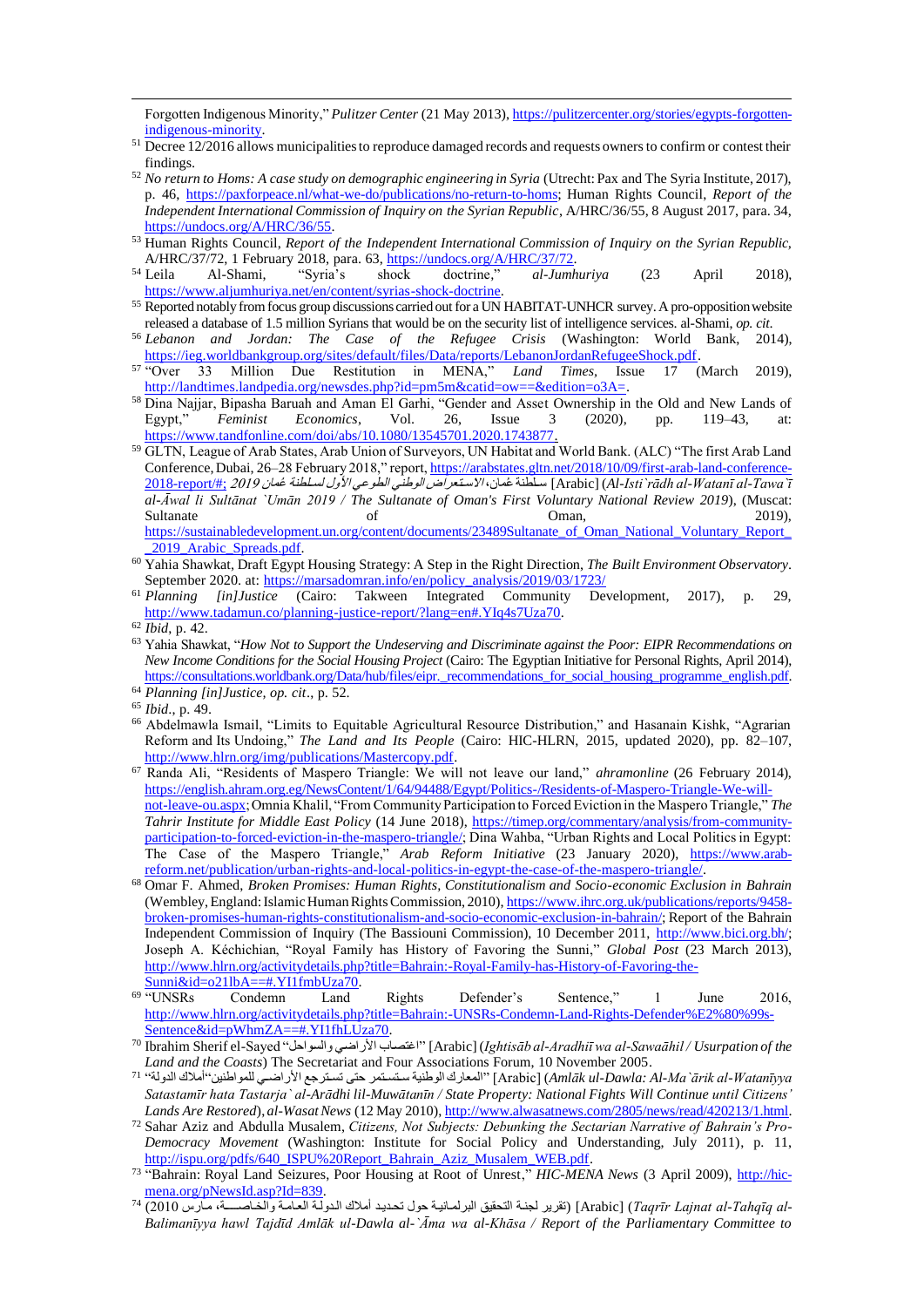Forgotten Indigenous Minority," *Pulitzer Center* (21 May 2013), https://pulitzercenter.org/stories/egypts-forgotten-indigenous-minority.

[51] Decree 12/2016 allows municipalities to reproduce damaged records and requests owners to confirm or contest their findings.

[52] *No return to Homs: A case study on demographic engineering in Syria* (Utrecht: Pax and The Syria Institute, 2017), p. 46, https://paxforpeace.nl/what-we-do/publications/no-return-to-homs; Human Rights Council, *Report of the Independent International Commission of Inquiry on the Syrian Republic*, A/HRC/36/55, 8 August 2017, para. 34, https://undocs.org/A/HRC/36/55.

[53] Human Rights Council, *Report of the Independent International Commission of Inquiry on the Syrian Republic*, A/HRC/37/72, 1 February 2018, para. 63, https://undocs.org/A/HRC/37/72.

[54] Leila Al-Shami, "Syria's shock doctrine," *al-Jumhuriya* (23 April 2018), https://www.aljumhuriya.net/en/content/syrias-shock-doctrine.

[55] Reported notably from focus group discussions carried out for a UN HABITAT-UNHCR survey. A pro-opposition website released a database of 1.5 million Syrians that would be on the security list of intelligence services. al-Shami, *op. cit.*

[56] *Lebanon and Jordan: The Case of the Refugee Crisis* (Washington: World Bank, 2014), https://ieg.worldbankgroup.org/sites/default/files/Data/reports/LebanonJordanRefugeeShock.pdf.

[57] "Over 33 Million Due Restitution in MENA," *Land Times*, Issue 17 (March 2019), http://landtimes.landpedia.org/newsdes.php?id=pm5m&catid=ow==&edition=o3A=.

[58] Dina Najjar, Bipasha Baruah and Aman El Garhi, "Gender and Asset Ownership in the Old and New Lands of Egypt," *Feminist Economics*, Vol. 26, Issue 3 (2020), pp. 119–43, at: https://www.tandfonline.com/doi/abs/10.1080/13545701.2020.1743877.

[59] GLTN, League of Arab States, Arab Union of Surveyors, UN Habitat and World Bank. (ALC) "The first Arab Land Conference, Dubai, 26–28 February 2018," report, https://arabstates.gltn.net/2018/10/09/first-arab-land-conference-2018-report/#; *سلطنة عُمان، الاستعراض الوطني الطوعي الأول لسلطنة عُمان 2019* [Arabic] (*Al-Isti`rādh al-Watanī al-Tawa`ī al-Āwal li Sultānat `Umān 2019 / The Sultanate of Oman's First Voluntary National Review 2019*), (Muscat: Sultanate of Oman, 2019), https://sustainabledevelopment.un.org/content/documents/23489Sultanate_of_Oman_National_Voluntary_Report__2019_Arabic_Spreads.pdf.

[60] Yahia Shawkat, Draft Egypt Housing Strategy: A Step in the Right Direction, *The Built Environment Observatory*. September 2020. at: https://marsadomran.info/en/policy_analysis/2019/03/1723/

[61] *Planning [in]Justice* (Cairo: Takween Integrated Community Development, 2017), p. 29, http://www.tadamun.co/planning-justice-report/?lang=en#.YIq4s7Uza70.

[62] *Ibid*, p. 42.

[63] Yahia Shawkat, "*How Not to Support the Undeserving and Discriminate against the Poor: EIPR Recommendations on New Income Conditions for the Social Housing Project* (Cairo: The Egyptian Initiative for Personal Rights, April 2014), https://consultations.worldbank.org/Data/hub/files/eipr._recommendations_for_social_housing_programme_english.pdf.

[64] *Planning [in]Justice, op. cit*., p. 52.

[65] *Ibid*., p. 49.

[66] Abdelmawla Ismail, "Limits to Equitable Agricultural Resource Distribution," and Hasanain Kishk, "Agrarian Reform and Its Undoing," *The Land and Its People* (Cairo: HIC-HLRN, 2015, updated 2020), pp. 82–107, http://www.hlrn.org/img/publications/Mastercopy.pdf.

[67] Randa Ali, "Residents of Maspero Triangle: We will not leave our land," *ahramonline* (26 February 2014), https://english.ahram.org.eg/NewsContent/1/64/94488/Egypt/Politics-/Residents-of-Maspero-Triangle-We-will-not-leave-ou.aspx; Omnia Khalil, "From Community Participation to Forced Eviction in the Maspero Triangle," *The Tahrir Institute for Middle East Policy* (14 June 2018), https://timep.org/commentary/analysis/from-community-participation-to-forced-eviction-in-the-maspero-triangle/; Dina Wahba, "Urban Rights and Local Politics in Egypt: The Case of the Maspero Triangle," *Arab Reform Initiative* (23 January 2020), https://www.arab-reform.net/publication/urban-rights-and-local-politics-in-egypt-the-case-of-the-maspero-triangle/.

[68] Omar F. Ahmed, *Broken Promises: Human Rights, Constitutionalism and Socio-economic Exclusion in Bahrain* (Wembley, England: Islamic Human Rights Commission, 2010), https://www.ihrc.org.uk/publications/reports/9458-broken-promises-human-rights-constitutionalism-and-socio-economic-exclusion-in-bahrain/; Report of the Bahrain Independent Commission of Inquiry (The Bassiouni Commission), 10 December 2011, http://www.bici.org.bh/; Joseph A. Kéchichian, "Royal Family has History of Favoring the Sunni," *Global Post* (23 March 2013), http://www.hlrn.org/activitydetails.php?title=Bahrain:-Royal-Family-has-History-of-Favoring-the-Sunni&id=o21lbA==#.YI1fmbUza70.

[69] "UNSRs Condemn Land Rights Defender's Sentence," 1 June 2016, http://www.hlrn.org/activitydetails.php?title=Bahrain:-UNSRs-Condemn-Land-Rights-Defender%E2%80%99s-Sentence&id=pWhmZA==#.YI1fhLUza70.

[70] Ibrahim Sherif el-Sayed "اغتصاب الأراضي والسواحل" [Arabic] (*Ightisāb al-Aradhī wa al-Sawaāhil / Usurpation of the Land and the Coasts*) The Secretariat and Four Associations Forum, 10 November 2005.

[71] "أملاك الدولة" "المعارك الوطنية ستستمر حتى تسترجع الأراضي للمواطنين" [Arabic] (*Amlāk ul-Dawla: Al-Ma`ārik al-Watanīyya Satastamīr hata Tastarja` al-Arādhi lil-Muwātanīn / State Property: National Fights Will Continue until Citizens' Lands Are Restored*), *al-Wasat News* (12 May 2010), http://www.alwasatnews.com/2805/news/read/420213/1.html.

[72] Sahar Aziz and Abdulla Musalem, *Citizens, Not Subjects: Debunking the Sectarian Narrative of Bahrain's Pro-Democracy Movement* (Washington: Institute for Social Policy and Understanding, July 2011), p. 11, http://ispu.org/pdfs/640_ISPU%20Report_Bahrain_Aziz_Musalem_WEB.pdf.

[73] "Bahrain: Royal Land Seizures, Poor Housing at Root of Unrest," *HIC-MENA News* (3 April 2009), http://hic-mena.org/pNewsId.asp?Id=839.

[74] (تقرير لجنة التحقيق البرلمانية حول تحديد أملاك الدولة العامة والخاصة، مارس 2010) [Arabic] (*Taqrīr Lajnat al-Tahqīq al-Balimanīyya hawl Tajdīd Amlāk ul-Dawla al-`Āma wa al-Khāsa / Report of the Parliamentary Committee to*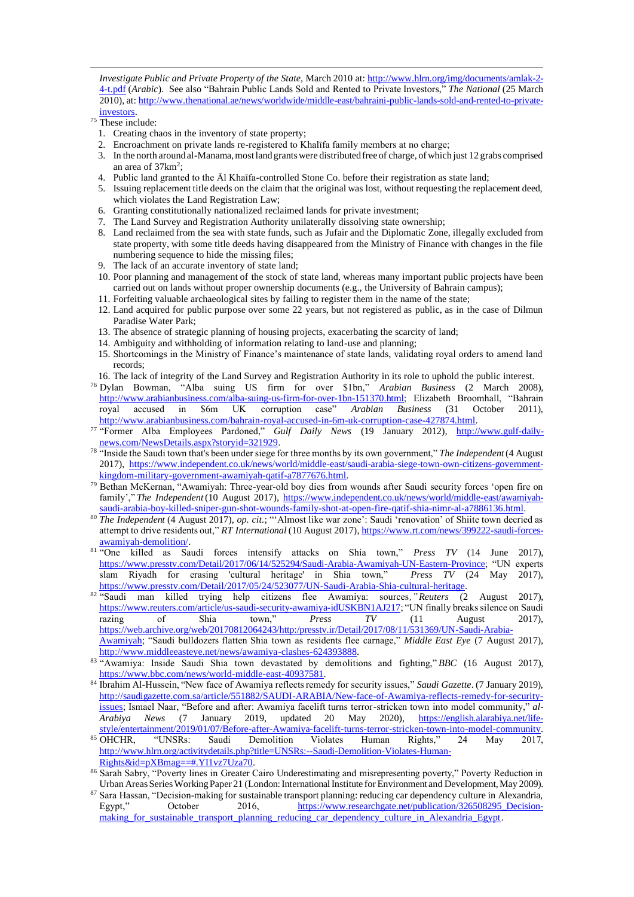*Investigate Public and Private Property of the State*, March 2010 at: http://www.hlrn.org/img/documents/amlak-2-4-t.pdf (*Arabic*). See also "Bahrain Public Lands Sold and Rented to Private Investors," *The National* (25 March 2010), at: http://www.thenational.ae/news/worldwide/middle-east/bahraini-public-lands-sold-and-rented-to-private-investors.

[75] These include:

1. Creating chaos in the inventory of state property;
2. Encroachment on private lands re-registered to Khalīfa family members at no charge;
3. In the north around al-Manama, most land grants were distributed free of charge, of which just 12 grabs comprised an area of 37km$^2$;
4. Public land granted to the Āl Khaīfa-controlled Stone Co. before their registration as state land;
5. Issuing replacement title deeds on the claim that the original was lost, without requesting the replacement deed, which violates the Land Registration Law;
6. Granting constitutionally nationalized reclaimed lands for private investment;
7. The Land Survey and Registration Authority unilaterally dissolving state ownership;
8. Land reclaimed from the sea with state funds, such as Jufair and the Diplomatic Zone, illegally excluded from state property, with some title deeds having disappeared from the Ministry of Finance with changes in the file numbering sequence to hide the missing files;
9. The lack of an accurate inventory of state land;
10. Poor planning and management of the stock of state land, whereas many important public projects have been carried out on lands without proper ownership documents (e.g., the University of Bahrain campus);
11. Forfeiting valuable archaeological sites by failing to register them in the name of the state;
12. Land acquired for public purpose over some 22 years, but not registered as public, as in the case of Dilmun Paradise Water Park;
13. The absence of strategic planning of housing projects, exacerbating the scarcity of land;
14. Ambiguity and withholding of information relating to land-use and planning;
15. Shortcomings in the Ministry of Finance's maintenance of state lands, validating royal orders to amend land records;
16. The lack of integrity of the Land Survey and Registration Authority in its role to uphold the public interest.

[76] Dylan Bowman, "Alba suing US firm for over $1bn," *Arabian Business* (2 March 2008), http://www.arabianbusiness.com/alba-suing-us-firm-for-over-1bn-151370.html; Elizabeth Broomhall, "Bahrain royal accused in $6m UK corruption case" *Arabian Business* (31 October 2011), http://www.arabianbusiness.com/bahrain-royal-accused-in-6m-uk-corruption-case-427874.html.

[77] "Former Alba Employees Pardoned," *Gulf Daily News* (19 January 2012), http://www.gulf-daily-news.com/NewsDetails.aspx?storyid=321929.

[78] "Inside the Saudi town that's been under siege for three months by its own government," *The Independent* (4 August 2017), https://www.independent.co.uk/news/world/middle-east/saudi-arabia-siege-town-own-citizens-government-kingdom-military-government-awamiyah-qatif-a7877676.html.

[79] Bethan McKernan, "Awamiyah: Three-year-old boy dies from wounds after Saudi security forces 'open fire on family'," *The Independent* (10 August 2017), https://www.independent.co.uk/news/world/middle-east/awamiyah-saudi-arabia-boy-killed-sniper-gun-shot-wounds-family-shot-at-open-fire-qatif-shia-nimr-al-a7886136.html.

[80] *The Independent* (4 August 2017), *op. cit.*; "'Almost like war zone': Saudi 'renovation' of Shiite town decried as attempt to drive residents out," *RT International* (10 August 2017), https://www.rt.com/news/399222-saudi-forces-awamiyah-demolition/.

[81] "One killed as Saudi forces intensify attacks on Shia town," *Press TV* (14 June 2017), https://www.presstv.com/Detail/2017/06/14/525294/Saudi-Arabia-Awamiyah-UN-Eastern-Province; "UN experts slam Riyadh for erasing 'cultural heritage' in Shia town," *Press TV* (24 May 2017), https://www.presstv.com/Detail/2017/05/24/523077/UN-Saudi-Arabia-Shia-cultural-heritage.

[82] "Saudi man killed trying help citizens flee Awamiya: sources," *Reuters* (2 August 2017), https://www.reuters.com/article/us-saudi-security-awamiya-idUSKBN1AJ217; "UN finally breaks silence on Saudi razing of Shia town," *Press TV* (11 August 2017), https://web.archive.org/web/20170812064243/http:/presstv.ir/Detail/2017/08/11/531369/UN-Saudi-Arabia-Awamiyah; "Saudi bulldozers flatten Shia town as residents flee carnage," *Middle East Eye* (7 August 2017), http://www.middleeasteye.net/news/awamiya-clashes-624393888.

[83] "Awamiya: Inside Saudi Shia town devastated by demolitions and fighting," *BBC* (16 August 2017), https://www.bbc.com/news/world-middle-east-40937581.

[84] Ibrahim Al-Hussein, "New face of Awamiya reflects remedy for security issues," *Saudi Gazette*. (7 January 2019), http://saudigazette.com.sa/article/551882/SAUDI-ARABIA/New-face-of-Awamiya-reflects-remedy-for-security-issues; Ismael Naar, "Before and after: Awamiya facelift turns terror-stricken town into model community," *al-Arabiya News* (7 January 2019, updated 20 May 2020), https://english.alarabiya.net/life-style/entertainment/2019/01/07/Before-after-Awamiya-facelift-turns-terror-stricken-town-into-model-community.

[85] OHCHR, "UNSRs: Saudi Demolition Violates Human Rights," 24 May 2017, http://www.hlrn.org/activitydetails.php?title=UNSRs:--Saudi-Demolition-Violates-Human-Rights&id=pXBmag==#.YI1vz7Uza70.

[86] Sarah Sabry, "Poverty lines in Greater Cairo Underestimating and misrepresenting poverty," Poverty Reduction in Urban Areas Series Working Paper 21 (London: International Institute for Environment and Development, May 2009).

[87] Sara Hassan, "Decision-making for sustainable transport planning: reducing car dependency culture in Alexandria, Egypt," October 2016, https://www.researchgate.net/publication/326508295_Decision-making_for_sustainable_transport_planning_reducing_car_dependency_culture_in_Alexandria_Egypt.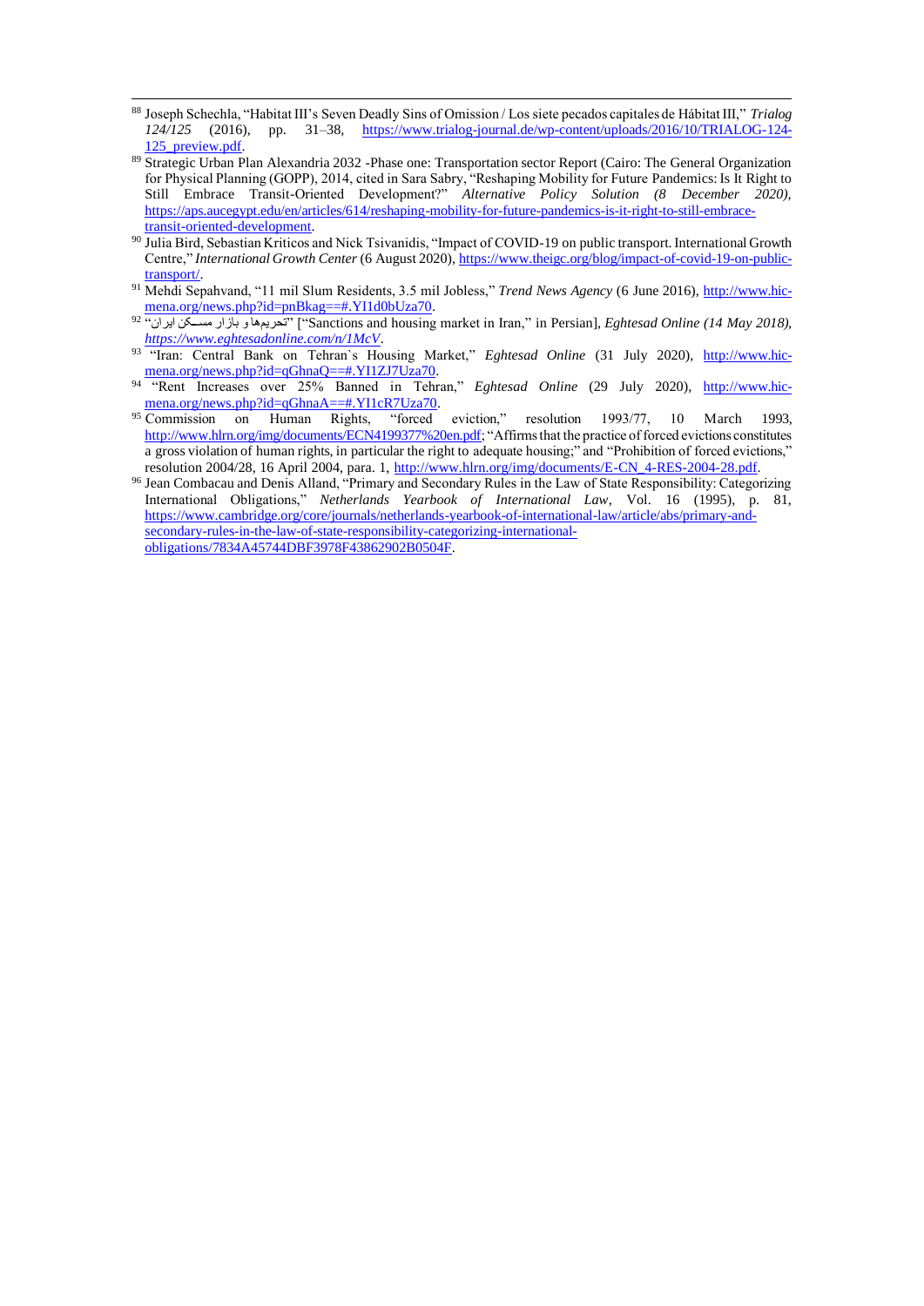[88] Joseph Schechla, "Habitat III's Seven Deadly Sins of Omission / Los siete pecados capitales de Hábitat III," *Trialog 124/125* (2016), pp. 31–38, https://www.trialog-journal.de/wp-content/uploads/2016/10/TRIALOG-124-125_preview.pdf.

[89] Strategic Urban Plan Alexandria 2032 -Phase one: Transportation sector Report (Cairo: The General Organization for Physical Planning (GOPP), 2014, cited in Sara Sabry, "Reshaping Mobility for Future Pandemics: Is It Right to Still Embrace Transit-Oriented Development?" *Alternative Policy Solution (8 December 2020),* https://aps.aucegypt.edu/en/articles/614/reshaping-mobility-for-future-pandemics-is-it-right-to-still-embrace-transit-oriented-development.

[90] Julia Bird, Sebastian Kriticos and Nick Tsivanidis, "Impact of COVID-19 on public transport. International Growth Centre," *International Growth Center* (6 August 2020), https://www.theigc.org/blog/impact-of-covid-19-on-public-transport/.

[91] Mehdi Sepahvand, "11 mil Slum Residents, 3.5 mil Jobless," *Trend News Agency* (6 June 2016), http://www.hic-mena.org/news.php?id=pnBkag==#.YI1d0bUza70.

[92] "تحریمها و بازار مسکن ایران" ["Sanctions and housing market in Iran," in Persian], *Eghtesad Online (14 May 2018), https://www.eghtesadonline.com/n/1McV*.

[93] "Iran: Central Bank on Tehran`s Housing Market," *Eghtesad Online* (31 July 2020), http://www.hic-mena.org/news.php?id=qGhnaQ==#.YI1ZJ7Uza70.

[94] "Rent Increases over 25% Banned in Tehran," *Eghtesad Online* (29 July 2020), http://www.hic-mena.org/news.php?id=qGhnaA==#.YI1cR7Uza70.

[95] Commission on Human Rights, "forced eviction," resolution 1993/77, 10 March 1993, http://www.hlrn.org/img/documents/ECN4199377%20en.pdf; "Affirms that the practice of forced evictions constitutes a gross violation of human rights, in particular the right to adequate housing;" and "Prohibition of forced evictions," resolution 2004/28, 16 April 2004, para. 1, http://www.hlrn.org/img/documents/E-CN_4-RES-2004-28.pdf.

[96] Jean Combacau and Denis Alland, "Primary and Secondary Rules in the Law of State Responsibility: Categorizing International Obligations," *Netherlands Yearbook of International Law*, Vol. 16 (1995), p. 81, https://www.cambridge.org/core/journals/netherlands-yearbook-of-international-law/article/abs/primary-and-secondary-rules-in-the-law-of-state-responsibility-categorizing-international-obligations/7834A45744DBF3978F43862902B0504F.